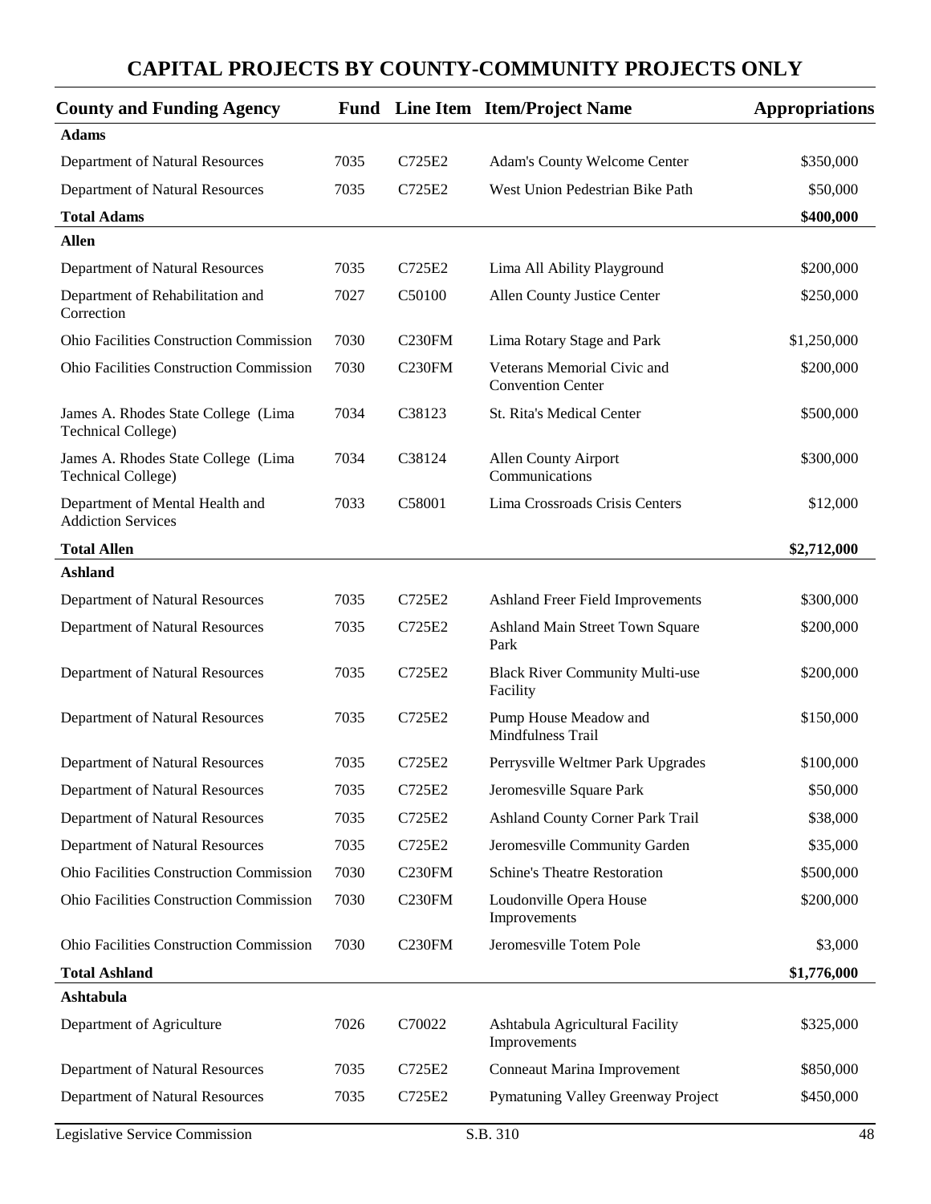# CAPITAL PROJECTS BY COUNTY-COMMUNITY PROJECTS ONLY

| County and Funding Agency | Fund | Line Item | Item/Project Name | Appropriations |
|---|---|---|---|---|
| **Adams** | | | | |
| Department of Natural Resources | 7035 | C725E2 | Adam's County Welcome Center | $350,000 |
| Department of Natural Resources | 7035 | C725E2 | West Union Pedestrian Bike Path | $50,000 |
| **Total Adams** | | | | **$400,000** |
| **Allen** | | | | |
| Department of Natural Resources | 7035 | C725E2 | Lima All Ability Playground | $200,000 |
| Department of Rehabilitation and Correction | 7027 | C50100 | Allen County Justice Center | $250,000 |
| Ohio Facilities Construction Commission | 7030 | C230FM | Lima Rotary Stage and Park | $1,250,000 |
| Ohio Facilities Construction Commission | 7030 | C230FM | Veterans Memorial Civic and Convention Center | $200,000 |
| James A. Rhodes State College (Lima Technical College) | 7034 | C38123 | St. Rita's Medical Center | $500,000 |
| James A. Rhodes State College (Lima Technical College) | 7034 | C38124 | Allen County Airport Communications | $300,000 |
| Department of Mental Health and Addiction Services | 7033 | C58001 | Lima Crossroads Crisis Centers | $12,000 |
| **Total Allen** | | | | **$2,712,000** |
| **Ashland** | | | | |
| Department of Natural Resources | 7035 | C725E2 | Ashland Freer Field Improvements | $300,000 |
| Department of Natural Resources | 7035 | C725E2 | Ashland Main Street Town Square Park | $200,000 |
| Department of Natural Resources | 7035 | C725E2 | Black River Community Multi-use Facility | $200,000 |
| Department of Natural Resources | 7035 | C725E2 | Pump House Meadow and Mindfulness Trail | $150,000 |
| Department of Natural Resources | 7035 | C725E2 | Perrysville Weltmer Park Upgrades | $100,000 |
| Department of Natural Resources | 7035 | C725E2 | Jeromesville Square Park | $50,000 |
| Department of Natural Resources | 7035 | C725E2 | Ashland County Corner Park Trail | $38,000 |
| Department of Natural Resources | 7035 | C725E2 | Jeromesville Community Garden | $35,000 |
| Ohio Facilities Construction Commission | 7030 | C230FM | Schine's Theatre Restoration | $500,000 |
| Ohio Facilities Construction Commission | 7030 | C230FM | Loudonville Opera House Improvements | $200,000 |
| Ohio Facilities Construction Commission | 7030 | C230FM | Jeromesville Totem Pole | $3,000 |
| **Total Ashland** | | | | **$1,776,000** |
| **Ashtabula** | | | | |
| Department of Agriculture | 7026 | C70022 | Ashtabula Agricultural Facility Improvements | $325,000 |
| Department of Natural Resources | 7035 | C725E2 | Conneaut Marina Improvement | $850,000 |
| Department of Natural Resources | 7035 | C725E2 | Pymatuning Valley Greenway Project | $450,000 |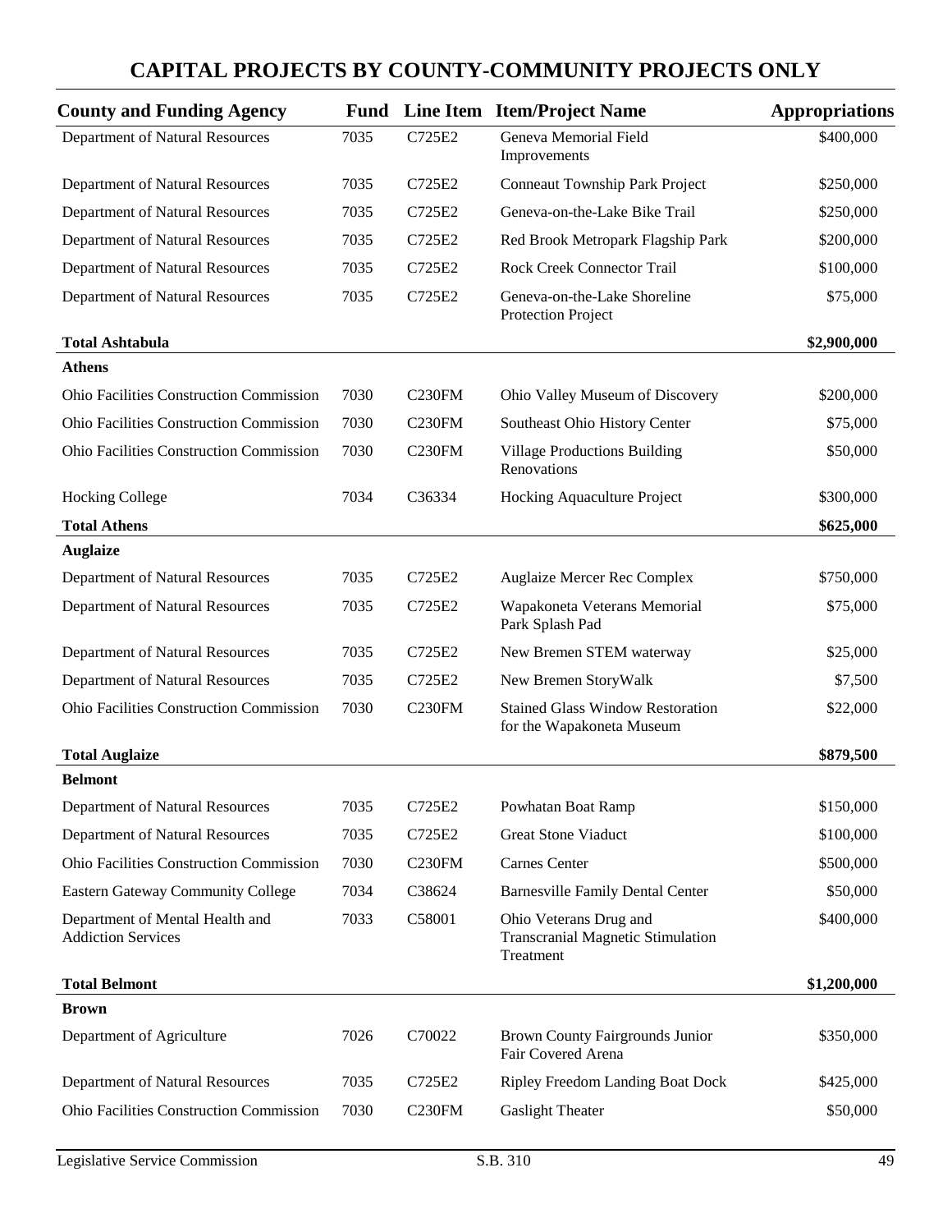# CAPITAL PROJECTS BY COUNTY-COMMUNITY PROJECTS ONLY

| County and Funding Agency | Fund | Line Item | Item/Project Name | Appropriations |
|---|---|---|---|---|
| Department of Natural Resources | 7035 | C725E2 | Geneva Memorial Field Improvements | $400,000 |
| Department of Natural Resources | 7035 | C725E2 | Conneaut Township Park Project | $250,000 |
| Department of Natural Resources | 7035 | C725E2 | Geneva-on-the-Lake Bike Trail | $250,000 |
| Department of Natural Resources | 7035 | C725E2 | Red Brook Metropark Flagship Park | $200,000 |
| Department of Natural Resources | 7035 | C725E2 | Rock Creek Connector Trail | $100,000 |
| Department of Natural Resources | 7035 | C725E2 | Geneva-on-the-Lake Shoreline Protection Project | $75,000 |
| **Total Ashtabula** | | | | **$2,900,000** |
| **Athens** | | | | |
| Ohio Facilities Construction Commission | 7030 | C230FM | Ohio Valley Museum of Discovery | $200,000 |
| Ohio Facilities Construction Commission | 7030 | C230FM | Southeast Ohio History Center | $75,000 |
| Ohio Facilities Construction Commission | 7030 | C230FM | Village Productions Building Renovations | $50,000 |
| Hocking College | 7034 | C36334 | Hocking Aquaculture Project | $300,000 |
| **Total Athens** | | | | **$625,000** |
| **Auglaize** | | | | |
| Department of Natural Resources | 7035 | C725E2 | Auglaize Mercer Rec Complex | $750,000 |
| Department of Natural Resources | 7035 | C725E2 | Wapakoneta Veterans Memorial Park Splash Pad | $75,000 |
| Department of Natural Resources | 7035 | C725E2 | New Bremen STEM waterway | $25,000 |
| Department of Natural Resources | 7035 | C725E2 | New Bremen StoryWalk | $7,500 |
| Ohio Facilities Construction Commission | 7030 | C230FM | Stained Glass Window Restoration for the Wapakoneta Museum | $22,000 |
| **Total Auglaize** | | | | **$879,500** |
| **Belmont** | | | | |
| Department of Natural Resources | 7035 | C725E2 | Powhatan Boat Ramp | $150,000 |
| Department of Natural Resources | 7035 | C725E2 | Great Stone Viaduct | $100,000 |
| Ohio Facilities Construction Commission | 7030 | C230FM | Carnes Center | $500,000 |
| Eastern Gateway Community College | 7034 | C38624 | Barnesville Family Dental Center | $50,000 |
| Department of Mental Health and Addiction Services | 7033 | C58001 | Ohio Veterans Drug and Transcranial Magnetic Stimulation Treatment | $400,000 |
| **Total Belmont** | | | | **$1,200,000** |
| **Brown** | | | | |
| Department of Agriculture | 7026 | C70022 | Brown County Fairgrounds Junior Fair Covered Arena | $350,000 |
| Department of Natural Resources | 7035 | C725E2 | Ripley Freedom Landing Boat Dock | $425,000 |
| Ohio Facilities Construction Commission | 7030 | C230FM | Gaslight Theater | $50,000 |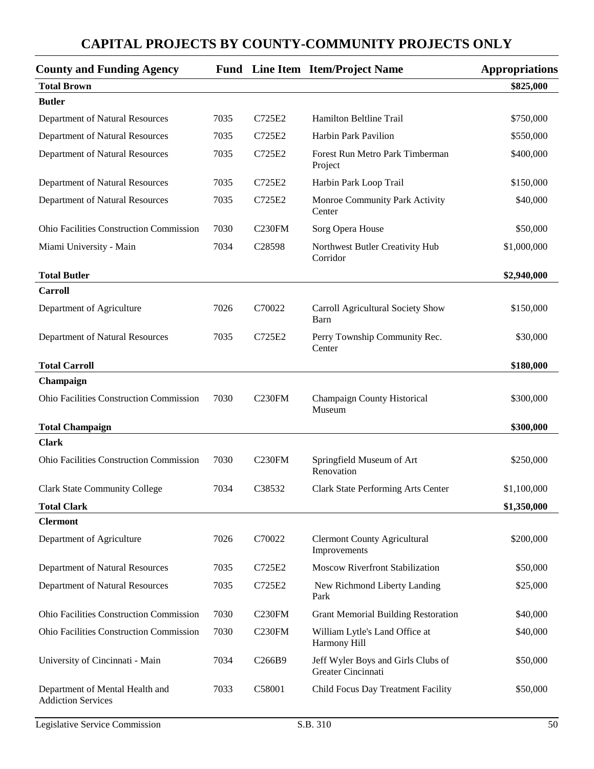# CAPITAL PROJECTS BY COUNTY-COMMUNITY PROJECTS ONLY

| County and Funding Agency | Fund | Line Item | Item/Project Name | Appropriations |
|---|---|---|---|---|
| **Total Brown** | | | | **$825,000** |
| **Butler** | | | | |
| Department of Natural Resources | 7035 | C725E2 | Hamilton Beltline Trail | $750,000 |
| Department of Natural Resources | 7035 | C725E2 | Harbin Park Pavilion | $550,000 |
| Department of Natural Resources | 7035 | C725E2 | Forest Run Metro Park Timberman Project | $400,000 |
| Department of Natural Resources | 7035 | C725E2 | Harbin Park Loop Trail | $150,000 |
| Department of Natural Resources | 7035 | C725E2 | Monroe Community Park Activity Center | $40,000 |
| Ohio Facilities Construction Commission | 7030 | C230FM | Sorg Opera House | $50,000 |
| Miami University - Main | 7034 | C28598 | Northwest Butler Creativity Hub Corridor | $1,000,000 |
| **Total Butler** | | | | **$2,940,000** |
| **Carroll** | | | | |
| Department of Agriculture | 7026 | C70022 | Carroll Agricultural Society Show Barn | $150,000 |
| Department of Natural Resources | 7035 | C725E2 | Perry Township Community Rec. Center | $30,000 |
| **Total Carroll** | | | | **$180,000** |
| **Champaign** | | | | |
| Ohio Facilities Construction Commission | 7030 | C230FM | Champaign County Historical Museum | $300,000 |
| **Total Champaign** | | | | **$300,000** |
| **Clark** | | | | |
| Ohio Facilities Construction Commission | 7030 | C230FM | Springfield Museum of Art Renovation | $250,000 |
| Clark State Community College | 7034 | C38532 | Clark State Performing Arts Center | $1,100,000 |
| **Total Clark** | | | | **$1,350,000** |
| **Clermont** | | | | |
| Department of Agriculture | 7026 | C70022 | Clermont County Agricultural Improvements | $200,000 |
| Department of Natural Resources | 7035 | C725E2 | Moscow Riverfront Stabilization | $50,000 |
| Department of Natural Resources | 7035 | C725E2 | New Richmond Liberty Landing Park | $25,000 |
| Ohio Facilities Construction Commission | 7030 | C230FM | Grant Memorial Building Restoration | $40,000 |
| Ohio Facilities Construction Commission | 7030 | C230FM | William Lytle's Land Office at Harmony Hill | $40,000 |
| University of Cincinnati - Main | 7034 | C266B9 | Jeff Wyler Boys and Girls Clubs of Greater Cincinnati | $50,000 |
| Department of Mental Health and Addiction Services | 7033 | C58001 | Child Focus Day Treatment Facility | $50,000 |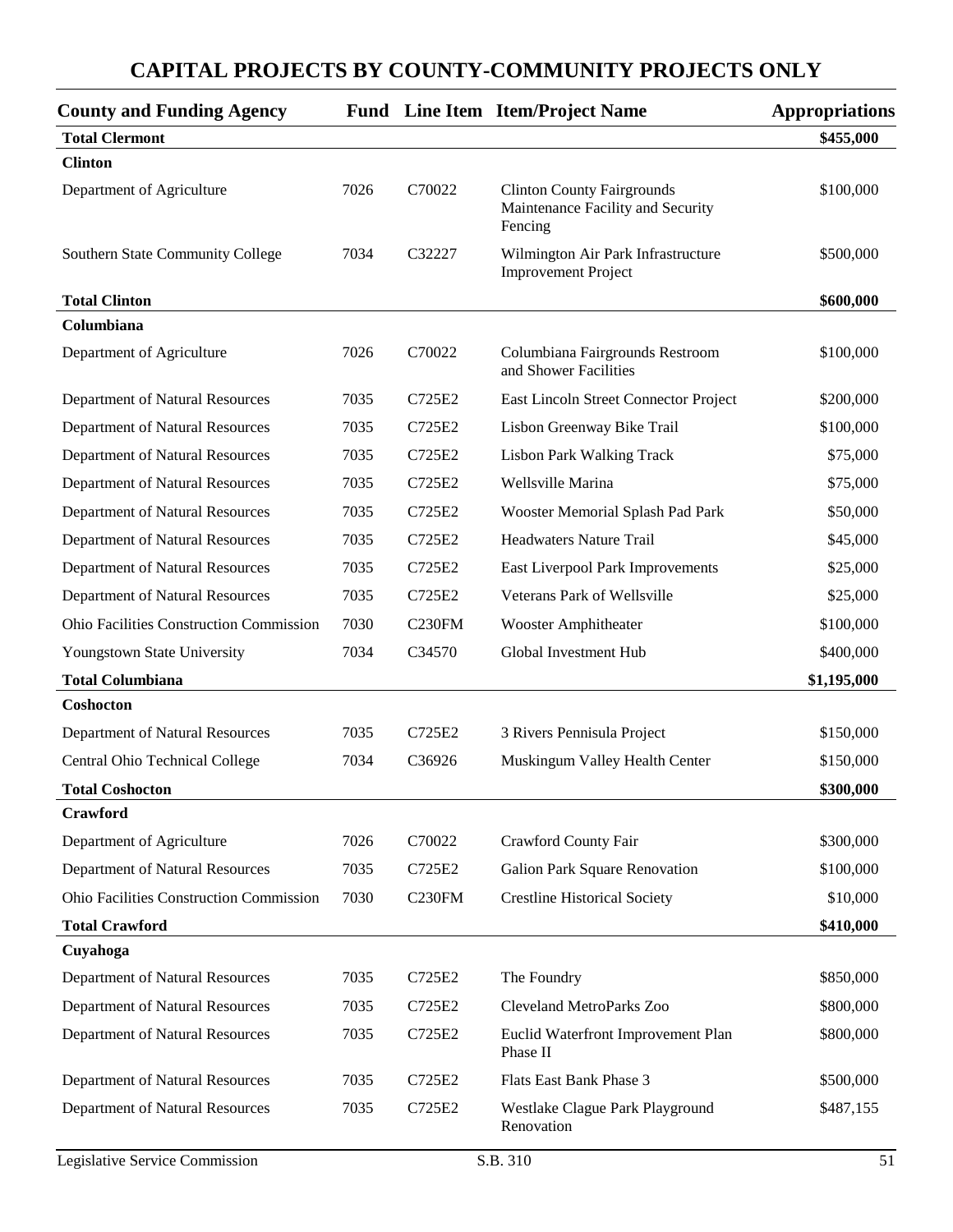# CAPITAL PROJECTS BY COUNTY-COMMUNITY PROJECTS ONLY

| County and Funding Agency | Fund | Line Item | Item/Project Name | Appropriations |
|---|---|---|---|---|
| **Total Clermont** | | | | **$455,000** |
| **Clinton** | | | | |
| Department of Agriculture | 7026 | C70022 | Clinton County Fairgrounds Maintenance Facility and Security Fencing | $100,000 |
| Southern State Community College | 7034 | C32227 | Wilmington Air Park Infrastructure Improvement Project | $500,000 |
| **Total Clinton** | | | | **$600,000** |
| **Columbiana** | | | | |
| Department of Agriculture | 7026 | C70022 | Columbiana Fairgrounds Restroom and Shower Facilities | $100,000 |
| Department of Natural Resources | 7035 | C725E2 | East Lincoln Street Connector Project | $200,000 |
| Department of Natural Resources | 7035 | C725E2 | Lisbon Greenway Bike Trail | $100,000 |
| Department of Natural Resources | 7035 | C725E2 | Lisbon Park Walking Track | $75,000 |
| Department of Natural Resources | 7035 | C725E2 | Wellsville Marina | $75,000 |
| Department of Natural Resources | 7035 | C725E2 | Wooster Memorial Splash Pad Park | $50,000 |
| Department of Natural Resources | 7035 | C725E2 | Headwaters Nature Trail | $45,000 |
| Department of Natural Resources | 7035 | C725E2 | East Liverpool Park Improvements | $25,000 |
| Department of Natural Resources | 7035 | C725E2 | Veterans Park of Wellsville | $25,000 |
| Ohio Facilities Construction Commission | 7030 | C230FM | Wooster Amphitheater | $100,000 |
| Youngstown State University | 7034 | C34570 | Global Investment Hub | $400,000 |
| **Total Columbiana** | | | | **$1,195,000** |
| **Coshocton** | | | | |
| Department of Natural Resources | 7035 | C725E2 | 3 Rivers Pennisula Project | $150,000 |
| Central Ohio Technical College | 7034 | C36926 | Muskingum Valley Health Center | $150,000 |
| **Total Coshocton** | | | | **$300,000** |
| **Crawford** | | | | |
| Department of Agriculture | 7026 | C70022 | Crawford County Fair | $300,000 |
| Department of Natural Resources | 7035 | C725E2 | Galion Park Square Renovation | $100,000 |
| Ohio Facilities Construction Commission | 7030 | C230FM | Crestline Historical Society | $10,000 |
| **Total Crawford** | | | | **$410,000** |
| **Cuyahoga** | | | | |
| Department of Natural Resources | 7035 | C725E2 | The Foundry | $850,000 |
| Department of Natural Resources | 7035 | C725E2 | Cleveland MetroParks Zoo | $800,000 |
| Department of Natural Resources | 7035 | C725E2 | Euclid Waterfront Improvement Plan Phase II | $800,000 |
| Department of Natural Resources | 7035 | C725E2 | Flats East Bank Phase 3 | $500,000 |
| Department of Natural Resources | 7035 | C725E2 | Westlake Clague Park Playground Renovation | $487,155 |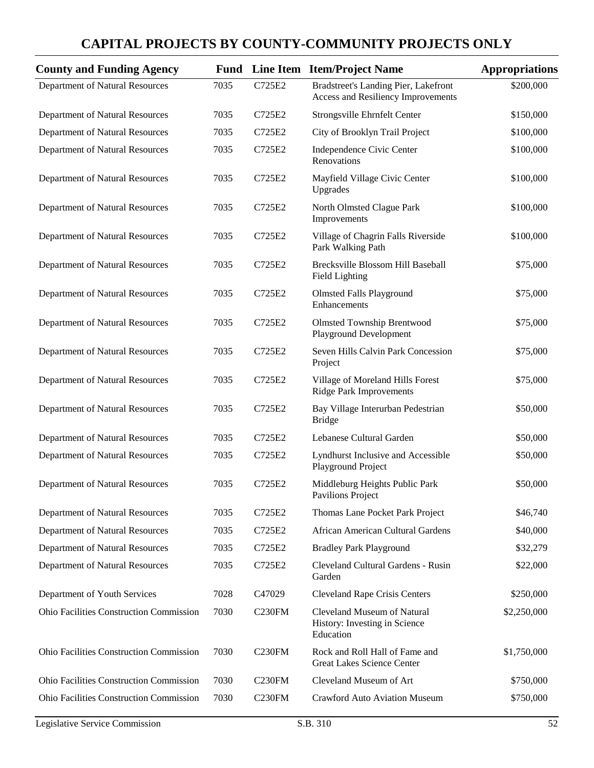# CAPITAL PROJECTS BY COUNTY-COMMUNITY PROJECTS ONLY

| County and Funding Agency | Fund | Line Item | Item/Project Name | Appropriations |
|---|---|---|---|---|
| Department of Natural Resources | 7035 | C725E2 | Bradstreet's Landing Pier, Lakefront Access and Resiliency Improvements | $200,000 |
| Department of Natural Resources | 7035 | C725E2 | Strongsville Ehrnfelt Center | $150,000 |
| Department of Natural Resources | 7035 | C725E2 | City of Brooklyn Trail Project | $100,000 |
| Department of Natural Resources | 7035 | C725E2 | Independence Civic Center Renovations | $100,000 |
| Department of Natural Resources | 7035 | C725E2 | Mayfield Village Civic Center Upgrades | $100,000 |
| Department of Natural Resources | 7035 | C725E2 | North Olmsted Clague Park Improvements | $100,000 |
| Department of Natural Resources | 7035 | C725E2 | Village of Chagrin Falls Riverside Park Walking Path | $100,000 |
| Department of Natural Resources | 7035 | C725E2 | Brecksville Blossom Hill Baseball Field Lighting | $75,000 |
| Department of Natural Resources | 7035 | C725E2 | Olmsted Falls Playground Enhancements | $75,000 |
| Department of Natural Resources | 7035 | C725E2 | Olmsted Township Brentwood Playground Development | $75,000 |
| Department of Natural Resources | 7035 | C725E2 | Seven Hills Calvin Park Concession Project | $75,000 |
| Department of Natural Resources | 7035 | C725E2 | Village of Moreland Hills Forest Ridge Park Improvements | $75,000 |
| Department of Natural Resources | 7035 | C725E2 | Bay Village Interurban Pedestrian Bridge | $50,000 |
| Department of Natural Resources | 7035 | C725E2 | Lebanese Cultural Garden | $50,000 |
| Department of Natural Resources | 7035 | C725E2 | Lyndhurst Inclusive and Accessible Playground Project | $50,000 |
| Department of Natural Resources | 7035 | C725E2 | Middleburg Heights Public Park Pavilions Project | $50,000 |
| Department of Natural Resources | 7035 | C725E2 | Thomas Lane Pocket Park Project | $46,740 |
| Department of Natural Resources | 7035 | C725E2 | African American Cultural Gardens | $40,000 |
| Department of Natural Resources | 7035 | C725E2 | Bradley Park Playground | $32,279 |
| Department of Natural Resources | 7035 | C725E2 | Cleveland Cultural Gardens - Rusin Garden | $22,000 |
| Department of Youth Services | 7028 | C47029 | Cleveland Rape Crisis Centers | $250,000 |
| Ohio Facilities Construction Commission | 7030 | C230FM | Cleveland Museum of Natural History: Investing in Science Education | $2,250,000 |
| Ohio Facilities Construction Commission | 7030 | C230FM | Rock and Roll Hall of Fame and Great Lakes Science Center | $1,750,000 |
| Ohio Facilities Construction Commission | 7030 | C230FM | Cleveland Museum of Art | $750,000 |
| Ohio Facilities Construction Commission | 7030 | C230FM | Crawford Auto Aviation Museum | $750,000 |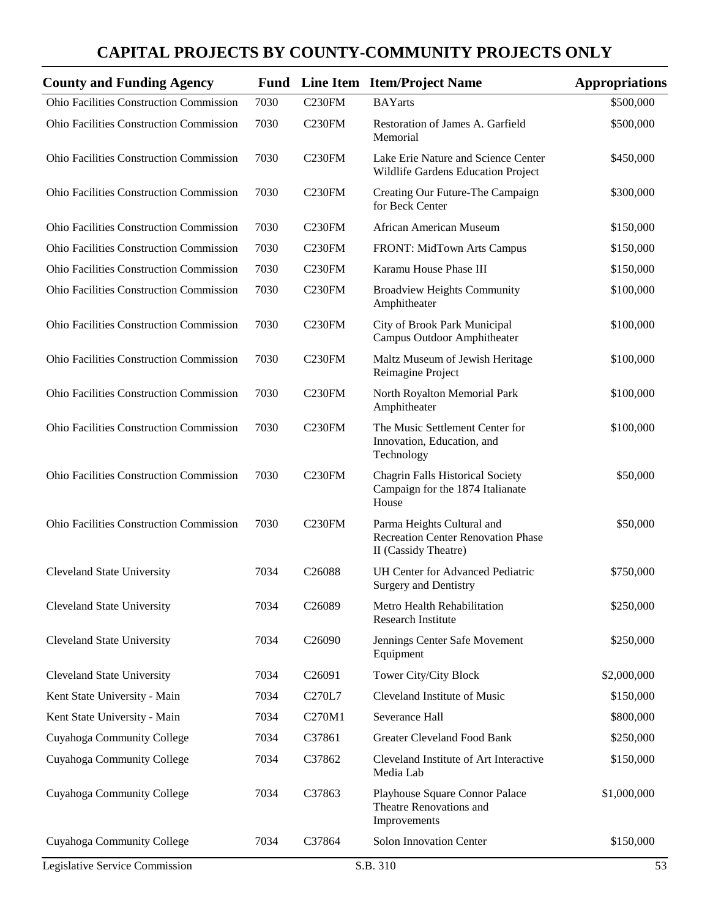# CAPITAL PROJECTS BY COUNTY-COMMUNITY PROJECTS ONLY

| County and Funding Agency | Fund | Line Item | Item/Project Name | Appropriations |
|---|---|---|---|---|
| Ohio Facilities Construction Commission | 7030 | C230FM | BAYarts | $500,000 |
| Ohio Facilities Construction Commission | 7030 | C230FM | Restoration of James A. Garfield Memorial | $500,000 |
| Ohio Facilities Construction Commission | 7030 | C230FM | Lake Erie Nature and Science Center Wildlife Gardens Education Project | $450,000 |
| Ohio Facilities Construction Commission | 7030 | C230FM | Creating Our Future-The Campaign for Beck Center | $300,000 |
| Ohio Facilities Construction Commission | 7030 | C230FM | African American Museum | $150,000 |
| Ohio Facilities Construction Commission | 7030 | C230FM | FRONT: MidTown Arts Campus | $150,000 |
| Ohio Facilities Construction Commission | 7030 | C230FM | Karamu House Phase III | $150,000 |
| Ohio Facilities Construction Commission | 7030 | C230FM | Broadview Heights Community Amphitheater | $100,000 |
| Ohio Facilities Construction Commission | 7030 | C230FM | City of Brook Park Municipal Campus Outdoor Amphitheater | $100,000 |
| Ohio Facilities Construction Commission | 7030 | C230FM | Maltz Museum of Jewish Heritage Reimagine Project | $100,000 |
| Ohio Facilities Construction Commission | 7030 | C230FM | North Royalton Memorial Park Amphitheater | $100,000 |
| Ohio Facilities Construction Commission | 7030 | C230FM | The Music Settlement Center for Innovation, Education, and Technology | $100,000 |
| Ohio Facilities Construction Commission | 7030 | C230FM | Chagrin Falls Historical Society Campaign for the 1874 Italianate House | $50,000 |
| Ohio Facilities Construction Commission | 7030 | C230FM | Parma Heights Cultural and Recreation Center Renovation Phase II (Cassidy Theatre) | $50,000 |
| Cleveland State University | 7034 | C26088 | UH Center for Advanced Pediatric Surgery and Dentistry | $750,000 |
| Cleveland State University | 7034 | C26089 | Metro Health Rehabilitation Research Institute | $250,000 |
| Cleveland State University | 7034 | C26090 | Jennings Center Safe Movement Equipment | $250,000 |
| Cleveland State University | 7034 | C26091 | Tower City/City Block | $2,000,000 |
| Kent State University - Main | 7034 | C270L7 | Cleveland Institute of Music | $150,000 |
| Kent State University - Main | 7034 | C270M1 | Severance Hall | $800,000 |
| Cuyahoga Community College | 7034 | C37861 | Greater Cleveland Food Bank | $250,000 |
| Cuyahoga Community College | 7034 | C37862 | Cleveland Institute of Art Interactive Media Lab | $150,000 |
| Cuyahoga Community College | 7034 | C37863 | Playhouse Square Connor Palace Theatre Renovations and Improvements | $1,000,000 |
| Cuyahoga Community College | 7034 | C37864 | Solon Innovation Center | $150,000 |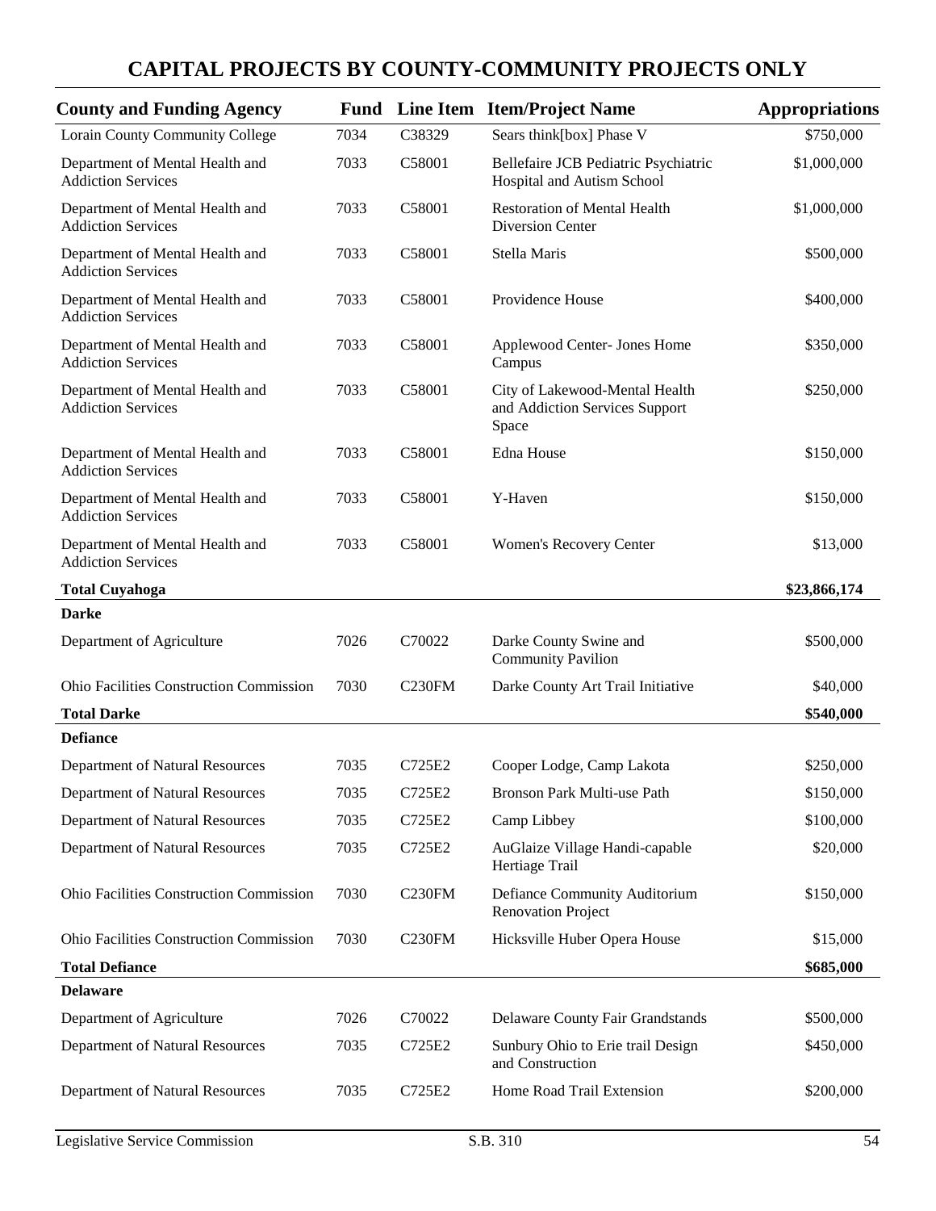## CAPITAL PROJECTS BY COUNTY-COMMUNITY PROJECTS ONLY

| County and Funding Agency | Fund | Line Item | Item/Project Name | Appropriations |
|---|---|---|---|---|
| Lorain County Community College | 7034 | C38329 | Sears think[box] Phase V | $750,000 |
| Department of Mental Health and Addiction Services | 7033 | C58001 | Bellefaire JCB Pediatric Psychiatric Hospital and Autism School | $1,000,000 |
| Department of Mental Health and Addiction Services | 7033 | C58001 | Restoration of Mental Health Diversion Center | $1,000,000 |
| Department of Mental Health and Addiction Services | 7033 | C58001 | Stella Maris | $500,000 |
| Department of Mental Health and Addiction Services | 7033 | C58001 | Providence House | $400,000 |
| Department of Mental Health and Addiction Services | 7033 | C58001 | Applewood Center- Jones Home Campus | $350,000 |
| Department of Mental Health and Addiction Services | 7033 | C58001 | City of Lakewood-Mental Health and Addiction Services Support Space | $250,000 |
| Department of Mental Health and Addiction Services | 7033 | C58001 | Edna House | $150,000 |
| Department of Mental Health and Addiction Services | 7033 | C58001 | Y-Haven | $150,000 |
| Department of Mental Health and Addiction Services | 7033 | C58001 | Women's Recovery Center | $13,000 |
| **Total Cuyahoga** | | | | **$23,866,174** |
| **Darke** | | | | |
| Department of Agriculture | 7026 | C70022 | Darke County Swine and Community Pavilion | $500,000 |
| Ohio Facilities Construction Commission | 7030 | C230FM | Darke County Art Trail Initiative | $40,000 |
| **Total Darke** | | | | **$540,000** |
| **Defiance** | | | | |
| Department of Natural Resources | 7035 | C725E2 | Cooper Lodge, Camp Lakota | $250,000 |
| Department of Natural Resources | 7035 | C725E2 | Bronson Park Multi-use Path | $150,000 |
| Department of Natural Resources | 7035 | C725E2 | Camp Libbey | $100,000 |
| Department of Natural Resources | 7035 | C725E2 | AuGlaize Village Handi-capable Hertiage Trail | $20,000 |
| Ohio Facilities Construction Commission | 7030 | C230FM | Defiance Community Auditorium Renovation Project | $150,000 |
| Ohio Facilities Construction Commission | 7030 | C230FM | Hicksville Huber Opera House | $15,000 |
| **Total Defiance** | | | | **$685,000** |
| **Delaware** | | | | |
| Department of Agriculture | 7026 | C70022 | Delaware County Fair Grandstands | $500,000 |
| Department of Natural Resources | 7035 | C725E2 | Sunbury Ohio to Erie trail Design and Construction | $450,000 |
| Department of Natural Resources | 7035 | C725E2 | Home Road Trail Extension | $200,000 |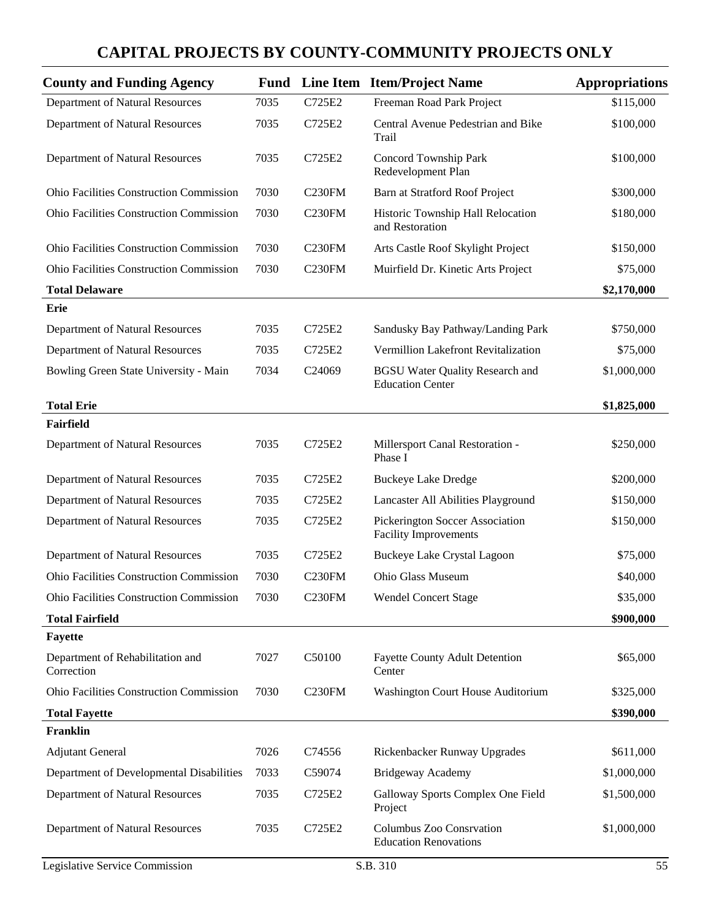# CAPITAL PROJECTS BY COUNTY-COMMUNITY PROJECTS ONLY

| County and Funding Agency | Fund | Line Item | Item/Project Name | Appropriations |
|---|---|---|---|---|
| Department of Natural Resources | 7035 | C725E2 | Freeman Road Park Project | $115,000 |
| Department of Natural Resources | 7035 | C725E2 | Central Avenue Pedestrian and Bike Trail | $100,000 |
| Department of Natural Resources | 7035 | C725E2 | Concord Township Park Redevelopment Plan | $100,000 |
| Ohio Facilities Construction Commission | 7030 | C230FM | Barn at Stratford Roof Project | $300,000 |
| Ohio Facilities Construction Commission | 7030 | C230FM | Historic Township Hall Relocation and Restoration | $180,000 |
| Ohio Facilities Construction Commission | 7030 | C230FM | Arts Castle Roof Skylight Project | $150,000 |
| Ohio Facilities Construction Commission | 7030 | C230FM | Muirfield Dr. Kinetic Arts Project | $75,000 |
| **Total Delaware** | | | | **$2,170,000** |
| **Erie** | | | | |
| Department of Natural Resources | 7035 | C725E2 | Sandusky Bay Pathway/Landing Park | $750,000 |
| Department of Natural Resources | 7035 | C725E2 | Vermillion Lakefront Revitalization | $75,000 |
| Bowling Green State University - Main | 7034 | C24069 | BGSU Water Quality Research and Education Center | $1,000,000 |
| **Total Erie** | | | | **$1,825,000** |
| **Fairfield** | | | | |
| Department of Natural Resources | 7035 | C725E2 | Millersport Canal Restoration - Phase I | $250,000 |
| Department of Natural Resources | 7035 | C725E2 | Buckeye Lake Dredge | $200,000 |
| Department of Natural Resources | 7035 | C725E2 | Lancaster All Abilities Playground | $150,000 |
| Department of Natural Resources | 7035 | C725E2 | Pickerington Soccer Association Facility Improvements | $150,000 |
| Department of Natural Resources | 7035 | C725E2 | Buckeye Lake Crystal Lagoon | $75,000 |
| Ohio Facilities Construction Commission | 7030 | C230FM | Ohio Glass Museum | $40,000 |
| Ohio Facilities Construction Commission | 7030 | C230FM | Wendel Concert Stage | $35,000 |
| **Total Fairfield** | | | | **$900,000** |
| **Fayette** | | | | |
| Department of Rehabilitation and Correction | 7027 | C50100 | Fayette County Adult Detention Center | $65,000 |
| Ohio Facilities Construction Commission | 7030 | C230FM | Washington Court House Auditorium | $325,000 |
| **Total Fayette** | | | | **$390,000** |
| **Franklin** | | | | |
| Adjutant General | 7026 | C74556 | Rickenbacker Runway Upgrades | $611,000 |
| Department of Developmental Disabilities | 7033 | C59074 | Bridgeway Academy | $1,000,000 |
| Department of Natural Resources | 7035 | C725E2 | Galloway Sports Complex One Field Project | $1,500,000 |
| Department of Natural Resources | 7035 | C725E2 | Columbus Zoo Consrvation Education Renovations | $1,000,000 |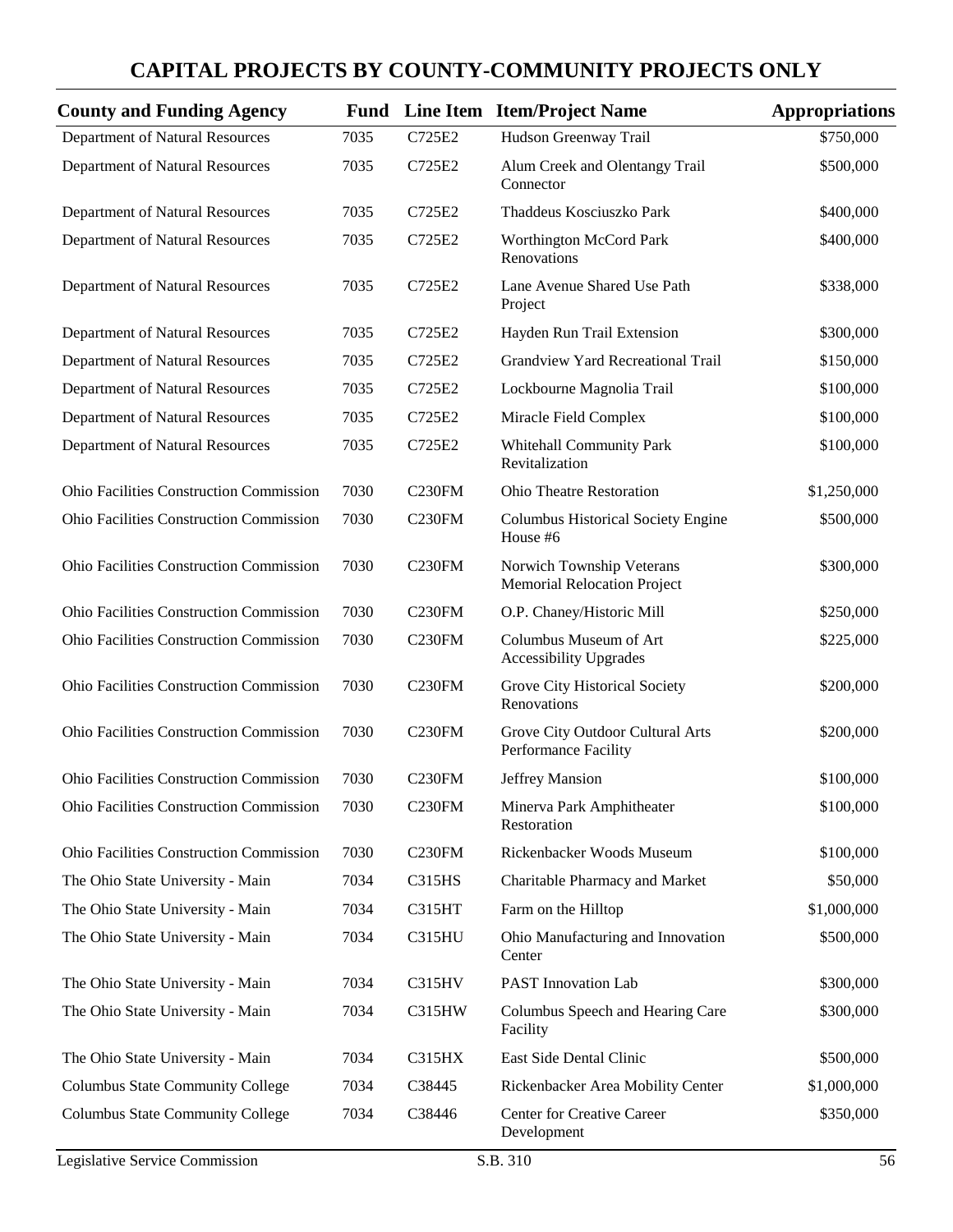# CAPITAL PROJECTS BY COUNTY-COMMUNITY PROJECTS ONLY

| County and Funding Agency | Fund | Line Item | Item/Project Name | Appropriations |
|---|---|---|---|---|
| Department of Natural Resources | 7035 | C725E2 | Hudson Greenway Trail | $750,000 |
| Department of Natural Resources | 7035 | C725E2 | Alum Creek and Olentangy Trail Connector | $500,000 |
| Department of Natural Resources | 7035 | C725E2 | Thaddeus Kosciuszko Park | $400,000 |
| Department of Natural Resources | 7035 | C725E2 | Worthington McCord Park Renovations | $400,000 |
| Department of Natural Resources | 7035 | C725E2 | Lane Avenue Shared Use Path Project | $338,000 |
| Department of Natural Resources | 7035 | C725E2 | Hayden Run Trail Extension | $300,000 |
| Department of Natural Resources | 7035 | C725E2 | Grandview Yard Recreational Trail | $150,000 |
| Department of Natural Resources | 7035 | C725E2 | Lockbourne Magnolia Trail | $100,000 |
| Department of Natural Resources | 7035 | C725E2 | Miracle Field Complex | $100,000 |
| Department of Natural Resources | 7035 | C725E2 | Whitehall Community Park Revitalization | $100,000 |
| Ohio Facilities Construction Commission | 7030 | C230FM | Ohio Theatre Restoration | $1,250,000 |
| Ohio Facilities Construction Commission | 7030 | C230FM | Columbus Historical Society Engine House #6 | $500,000 |
| Ohio Facilities Construction Commission | 7030 | C230FM | Norwich Township Veterans Memorial Relocation Project | $300,000 |
| Ohio Facilities Construction Commission | 7030 | C230FM | O.P. Chaney/Historic Mill | $250,000 |
| Ohio Facilities Construction Commission | 7030 | C230FM | Columbus Museum of Art Accessibility Upgrades | $225,000 |
| Ohio Facilities Construction Commission | 7030 | C230FM | Grove City Historical Society Renovations | $200,000 |
| Ohio Facilities Construction Commission | 7030 | C230FM | Grove City Outdoor Cultural Arts Performance Facility | $200,000 |
| Ohio Facilities Construction Commission | 7030 | C230FM | Jeffrey Mansion | $100,000 |
| Ohio Facilities Construction Commission | 7030 | C230FM | Minerva Park Amphitheater Restoration | $100,000 |
| Ohio Facilities Construction Commission | 7030 | C230FM | Rickenbacker Woods Museum | $100,000 |
| The Ohio State University - Main | 7034 | C315HS | Charitable Pharmacy and Market | $50,000 |
| The Ohio State University - Main | 7034 | C315HT | Farm on the Hilltop | $1,000,000 |
| The Ohio State University - Main | 7034 | C315HU | Ohio Manufacturing and Innovation Center | $500,000 |
| The Ohio State University - Main | 7034 | C315HV | PAST Innovation Lab | $300,000 |
| The Ohio State University - Main | 7034 | C315HW | Columbus Speech and Hearing Care Facility | $300,000 |
| The Ohio State University - Main | 7034 | C315HX | East Side Dental Clinic | $500,000 |
| Columbus State Community College | 7034 | C38445 | Rickenbacker Area Mobility Center | $1,000,000 |
| Columbus State Community College | 7034 | C38446 | Center for Creative Career Development | $350,000 |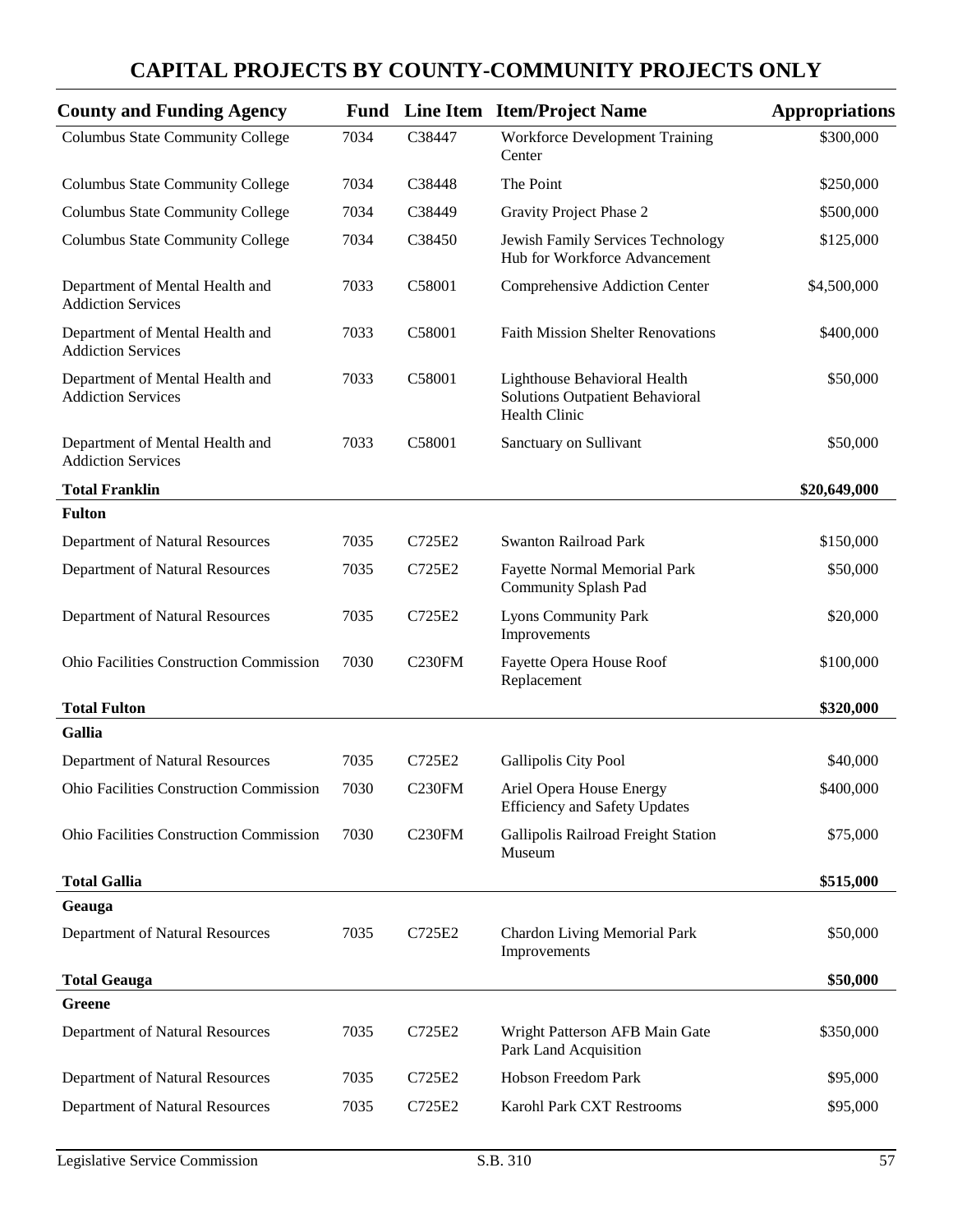# CAPITAL PROJECTS BY COUNTY-COMMUNITY PROJECTS ONLY

| County and Funding Agency | Fund | Line Item | Item/Project Name | Appropriations |
|---|---|---|---|---|
| Columbus State Community College | 7034 | C38447 | Workforce Development Training Center | $300,000 |
| Columbus State Community College | 7034 | C38448 | The Point | $250,000 |
| Columbus State Community College | 7034 | C38449 | Gravity Project Phase 2 | $500,000 |
| Columbus State Community College | 7034 | C38450 | Jewish Family Services Technology Hub for Workforce Advancement | $125,000 |
| Department of Mental Health and Addiction Services | 7033 | C58001 | Comprehensive Addiction Center | $4,500,000 |
| Department of Mental Health and Addiction Services | 7033 | C58001 | Faith Mission Shelter Renovations | $400,000 |
| Department of Mental Health and Addiction Services | 7033 | C58001 | Lighthouse Behavioral Health Solutions Outpatient Behavioral Health Clinic | $50,000 |
| Department of Mental Health and Addiction Services | 7033 | C58001 | Sanctuary on Sullivant | $50,000 |
| **Total Franklin** | | | | **$20,649,000** |
| **Fulton** | | | | |
| Department of Natural Resources | 7035 | C725E2 | Swanton Railroad Park | $150,000 |
| Department of Natural Resources | 7035 | C725E2 | Fayette Normal Memorial Park Community Splash Pad | $50,000 |
| Department of Natural Resources | 7035 | C725E2 | Lyons Community Park Improvements | $20,000 |
| Ohio Facilities Construction Commission | 7030 | C230FM | Fayette Opera House Roof Replacement | $100,000 |
| **Total Fulton** | | | | **$320,000** |
| **Gallia** | | | | |
| Department of Natural Resources | 7035 | C725E2 | Gallipolis City Pool | $40,000 |
| Ohio Facilities Construction Commission | 7030 | C230FM | Ariel Opera House Energy Efficiency and Safety Updates | $400,000 |
| Ohio Facilities Construction Commission | 7030 | C230FM | Gallipolis Railroad Freight Station Museum | $75,000 |
| **Total Gallia** | | | | **$515,000** |
| **Geauga** | | | | |
| Department of Natural Resources | 7035 | C725E2 | Chardon Living Memorial Park Improvements | $50,000 |
| **Total Geauga** | | | | **$50,000** |
| **Greene** | | | | |
| Department of Natural Resources | 7035 | C725E2 | Wright Patterson AFB Main Gate Park Land Acquisition | $350,000 |
| Department of Natural Resources | 7035 | C725E2 | Hobson Freedom Park | $95,000 |
| Department of Natural Resources | 7035 | C725E2 | Karohl Park CXT Restrooms | $95,000 |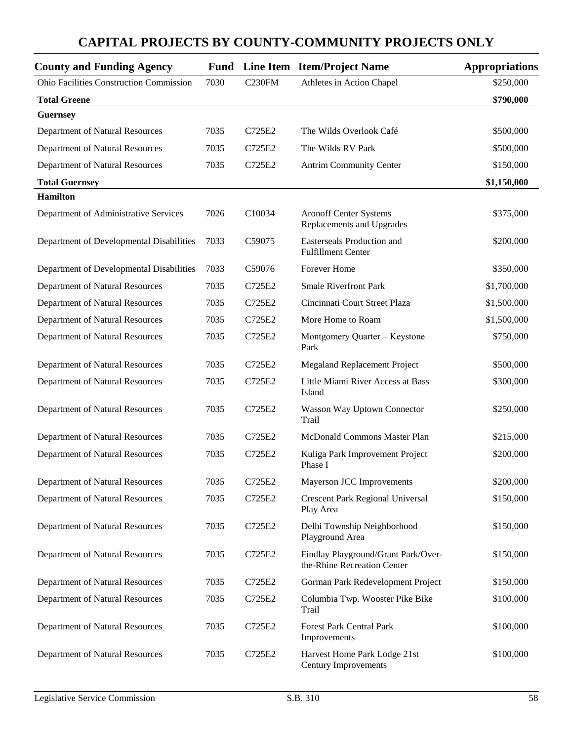# CAPITAL PROJECTS BY COUNTY-COMMUNITY PROJECTS ONLY

| County and Funding Agency | Fund | Line Item | Item/Project Name | Appropriations |
|---|---|---|---|---|
| Ohio Facilities Construction Commission | 7030 | C230FM | Athletes in Action Chapel | $250,000 |
| **Total Greene** | | | | **$790,000** |
| **Guernsey** | | | | |
| Department of Natural Resources | 7035 | C725E2 | The Wilds Overlook Café | $500,000 |
| Department of Natural Resources | 7035 | C725E2 | The Wilds RV Park | $500,000 |
| Department of Natural Resources | 7035 | C725E2 | Antrim Community Center | $150,000 |
| **Total Guernsey** | | | | **$1,150,000** |
| **Hamilton** | | | | |
| Department of Administrative Services | 7026 | C10034 | Aronoff Center Systems Replacements and Upgrades | $375,000 |
| Department of Developmental Disabilities | 7033 | C59075 | Easterseals Production and Fulfillment Center | $200,000 |
| Department of Developmental Disabilities | 7033 | C59076 | Forever Home | $350,000 |
| Department of Natural Resources | 7035 | C725E2 | Smale Riverfront Park | $1,700,000 |
| Department of Natural Resources | 7035 | C725E2 | Cincinnati Court Street Plaza | $1,500,000 |
| Department of Natural Resources | 7035 | C725E2 | More Home to Roam | $1,500,000 |
| Department of Natural Resources | 7035 | C725E2 | Montgomery Quarter – Keystone Park | $750,000 |
| Department of Natural Resources | 7035 | C725E2 | Megaland Replacement Project | $500,000 |
| Department of Natural Resources | 7035 | C725E2 | Little Miami River Access at Bass Island | $300,000 |
| Department of Natural Resources | 7035 | C725E2 | Wasson Way Uptown Connector Trail | $250,000 |
| Department of Natural Resources | 7035 | C725E2 | McDonald Commons Master Plan | $215,000 |
| Department of Natural Resources | 7035 | C725E2 | Kuliga Park Improvement Project Phase I | $200,000 |
| Department of Natural Resources | 7035 | C725E2 | Mayerson JCC Improvements | $200,000 |
| Department of Natural Resources | 7035 | C725E2 | Crescent Park Regional Universal Play Area | $150,000 |
| Department of Natural Resources | 7035 | C725E2 | Delhi Township Neighborhood Playground Area | $150,000 |
| Department of Natural Resources | 7035 | C725E2 | Findlay Playground/Grant Park/Over-the-Rhine Recreation Center | $150,000 |
| Department of Natural Resources | 7035 | C725E2 | Gorman Park Redevelopment Project | $150,000 |
| Department of Natural Resources | 7035 | C725E2 | Columbia Twp. Wooster Pike Bike Trail | $100,000 |
| Department of Natural Resources | 7035 | C725E2 | Forest Park Central Park Improvements | $100,000 |
| Department of Natural Resources | 7035 | C725E2 | Harvest Home Park Lodge 21st Century Improvements | $100,000 |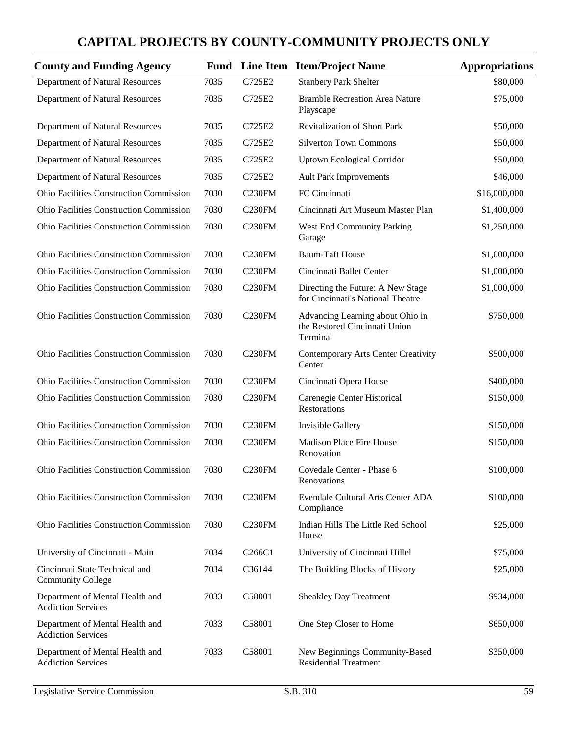## CAPITAL PROJECTS BY COUNTY-COMMUNITY PROJECTS ONLY

| County and Funding Agency | Fund | Line Item | Item/Project Name | Appropriations |
|---|---|---|---|---|
| Department of Natural Resources | 7035 | C725E2 | Stanbery Park Shelter | $80,000 |
| Department of Natural Resources | 7035 | C725E2 | Bramble Recreation Area Nature Playscape | $75,000 |
| Department of Natural Resources | 7035 | C725E2 | Revitalization of Short Park | $50,000 |
| Department of Natural Resources | 7035 | C725E2 | Silverton Town Commons | $50,000 |
| Department of Natural Resources | 7035 | C725E2 | Uptown Ecological Corridor | $50,000 |
| Department of Natural Resources | 7035 | C725E2 | Ault Park Improvements | $46,000 |
| Ohio Facilities Construction Commission | 7030 | C230FM | FC Cincinnati | $16,000,000 |
| Ohio Facilities Construction Commission | 7030 | C230FM | Cincinnati Art Museum Master Plan | $1,400,000 |
| Ohio Facilities Construction Commission | 7030 | C230FM | West End Community Parking Garage | $1,250,000 |
| Ohio Facilities Construction Commission | 7030 | C230FM | Baum-Taft House | $1,000,000 |
| Ohio Facilities Construction Commission | 7030 | C230FM | Cincinnati Ballet Center | $1,000,000 |
| Ohio Facilities Construction Commission | 7030 | C230FM | Directing the Future: A New Stage for Cincinnati's National Theatre | $1,000,000 |
| Ohio Facilities Construction Commission | 7030 | C230FM | Advancing Learning about Ohio in the Restored Cincinnati Union Terminal | $750,000 |
| Ohio Facilities Construction Commission | 7030 | C230FM | Contemporary Arts Center Creativity Center | $500,000 |
| Ohio Facilities Construction Commission | 7030 | C230FM | Cincinnati Opera House | $400,000 |
| Ohio Facilities Construction Commission | 7030 | C230FM | Carenegie Center Historical Restorations | $150,000 |
| Ohio Facilities Construction Commission | 7030 | C230FM | Invisible Gallery | $150,000 |
| Ohio Facilities Construction Commission | 7030 | C230FM | Madison Place Fire House Renovation | $150,000 |
| Ohio Facilities Construction Commission | 7030 | C230FM | Covedale Center - Phase 6 Renovations | $100,000 |
| Ohio Facilities Construction Commission | 7030 | C230FM | Evendale Cultural Arts Center ADA Compliance | $100,000 |
| Ohio Facilities Construction Commission | 7030 | C230FM | Indian Hills The Little Red School House | $25,000 |
| University of Cincinnati - Main | 7034 | C266C1 | University of Cincinnati Hillel | $75,000 |
| Cincinnati State Technical and Community College | 7034 | C36144 | The Building Blocks of History | $25,000 |
| Department of Mental Health and Addiction Services | 7033 | C58001 | Sheakley Day Treatment | $934,000 |
| Department of Mental Health and Addiction Services | 7033 | C58001 | One Step Closer to Home | $650,000 |
| Department of Mental Health and Addiction Services | 7033 | C58001 | New Beginnings Community-Based Residential Treatment | $350,000 |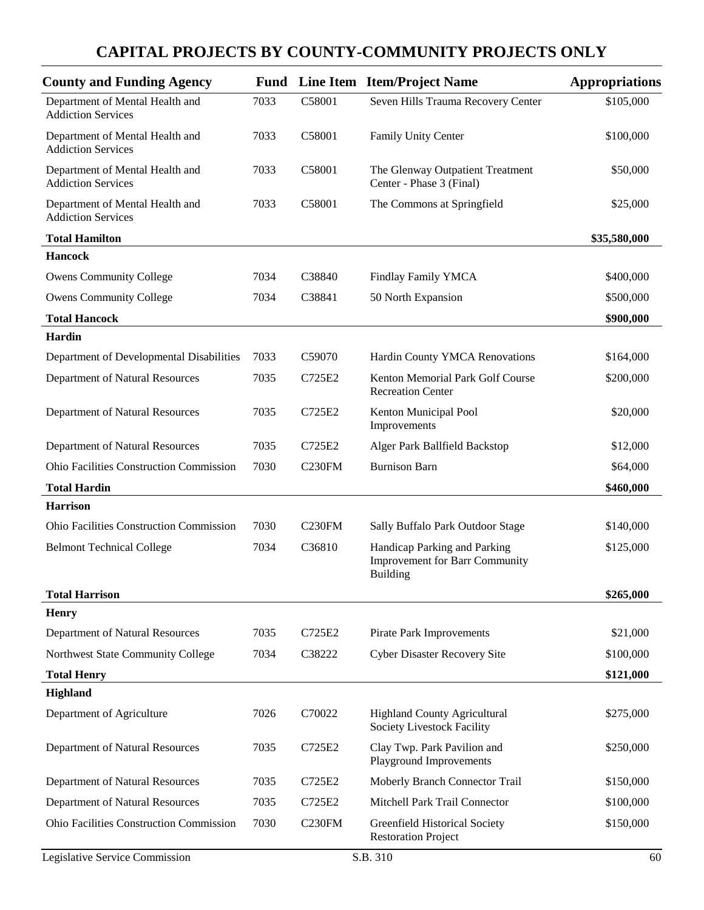# CAPITAL PROJECTS BY COUNTY-COMMUNITY PROJECTS ONLY

| County and Funding Agency | Fund | Line Item | Item/Project Name | Appropriations |
|---|---|---|---|---|
| Department of Mental Health and Addiction Services | 7033 | C58001 | Seven Hills Trauma Recovery Center | $105,000 |
| Department of Mental Health and Addiction Services | 7033 | C58001 | Family Unity Center | $100,000 |
| Department of Mental Health and Addiction Services | 7033 | C58001 | The Glenway Outpatient Treatment Center - Phase 3 (Final) | $50,000 |
| Department of Mental Health and Addiction Services | 7033 | C58001 | The Commons at Springfield | $25,000 |
| **Total Hamilton** | | | | **$35,580,000** |
| **Hancock** | | | | |
| Owens Community College | 7034 | C38840 | Findlay Family YMCA | $400,000 |
| Owens Community College | 7034 | C38841 | 50 North Expansion | $500,000 |
| **Total Hancock** | | | | **$900,000** |
| **Hardin** | | | | |
| Department of Developmental Disabilities | 7033 | C59070 | Hardin County YMCA Renovations | $164,000 |
| Department of Natural Resources | 7035 | C725E2 | Kenton Memorial Park Golf Course Recreation Center | $200,000 |
| Department of Natural Resources | 7035 | C725E2 | Kenton Municipal Pool Improvements | $20,000 |
| Department of Natural Resources | 7035 | C725E2 | Alger Park Ballfield Backstop | $12,000 |
| Ohio Facilities Construction Commission | 7030 | C230FM | Burnison Barn | $64,000 |
| **Total Hardin** | | | | **$460,000** |
| **Harrison** | | | | |
| Ohio Facilities Construction Commission | 7030 | C230FM | Sally Buffalo Park Outdoor Stage | $140,000 |
| Belmont Technical College | 7034 | C36810 | Handicap Parking and Parking Improvement for Barr Community Building | $125,000 |
| **Total Harrison** | | | | **$265,000** |
| **Henry** | | | | |
| Department of Natural Resources | 7035 | C725E2 | Pirate Park Improvements | $21,000 |
| Northwest State Community College | 7034 | C38222 | Cyber Disaster Recovery Site | $100,000 |
| **Total Henry** | | | | **$121,000** |
| **Highland** | | | | |
| Department of Agriculture | 7026 | C70022 | Highland County Agricultural Society Livestock Facility | $275,000 |
| Department of Natural Resources | 7035 | C725E2 | Clay Twp. Park Pavilion and Playground Improvements | $250,000 |
| Department of Natural Resources | 7035 | C725E2 | Moberly Branch Connector Trail | $150,000 |
| Department of Natural Resources | 7035 | C725E2 | Mitchell Park Trail Connector | $100,000 |
| Ohio Facilities Construction Commission | 7030 | C230FM | Greenfield Historical Society Restoration Project | $150,000 |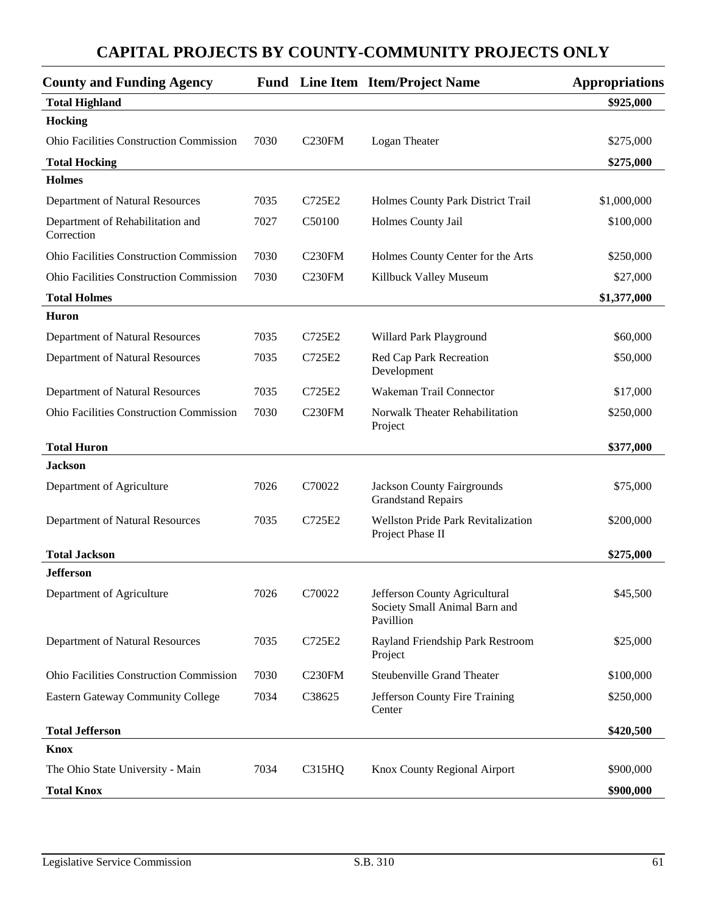# CAPITAL PROJECTS BY COUNTY-COMMUNITY PROJECTS ONLY

| County and Funding Agency | Fund | Line Item | Item/Project Name | Appropriations |
|---|---|---|---|---|
| **Total Highland** | | | | **$925,000** |
| **Hocking** | | | | |
| Ohio Facilities Construction Commission | 7030 | C230FM | Logan Theater | $275,000 |
| **Total Hocking** | | | | **$275,000** |
| **Holmes** | | | | |
| Department of Natural Resources | 7035 | C725E2 | Holmes County Park District Trail | $1,000,000 |
| Department of Rehabilitation and Correction | 7027 | C50100 | Holmes County Jail | $100,000 |
| Ohio Facilities Construction Commission | 7030 | C230FM | Holmes County Center for the Arts | $250,000 |
| Ohio Facilities Construction Commission | 7030 | C230FM | Killbuck Valley Museum | $27,000 |
| **Total Holmes** | | | | **$1,377,000** |
| **Huron** | | | | |
| Department of Natural Resources | 7035 | C725E2 | Willard Park Playground | $60,000 |
| Department of Natural Resources | 7035 | C725E2 | Red Cap Park Recreation Development | $50,000 |
| Department of Natural Resources | 7035 | C725E2 | Wakeman Trail Connector | $17,000 |
| Ohio Facilities Construction Commission | 7030 | C230FM | Norwalk Theater Rehabilitation Project | $250,000 |
| **Total Huron** | | | | **$377,000** |
| **Jackson** | | | | |
| Department of Agriculture | 7026 | C70022 | Jackson County Fairgrounds Grandstand Repairs | $75,000 |
| Department of Natural Resources | 7035 | C725E2 | Wellston Pride Park Revitalization Project Phase II | $200,000 |
| **Total Jackson** | | | | **$275,000** |
| **Jefferson** | | | | |
| Department of Agriculture | 7026 | C70022 | Jefferson County Agricultural Society Small Animal Barn and Pavillion | $45,500 |
| Department of Natural Resources | 7035 | C725E2 | Rayland Friendship Park Restroom Project | $25,000 |
| Ohio Facilities Construction Commission | 7030 | C230FM | Steubenville Grand Theater | $100,000 |
| Eastern Gateway Community College | 7034 | C38625 | Jefferson County Fire Training Center | $250,000 |
| **Total Jefferson** | | | | **$420,500** |
| **Knox** | | | | |
| The Ohio State University - Main | 7034 | C315HQ | Knox County Regional Airport | $900,000 |
| **Total Knox** | | | | **$900,000** |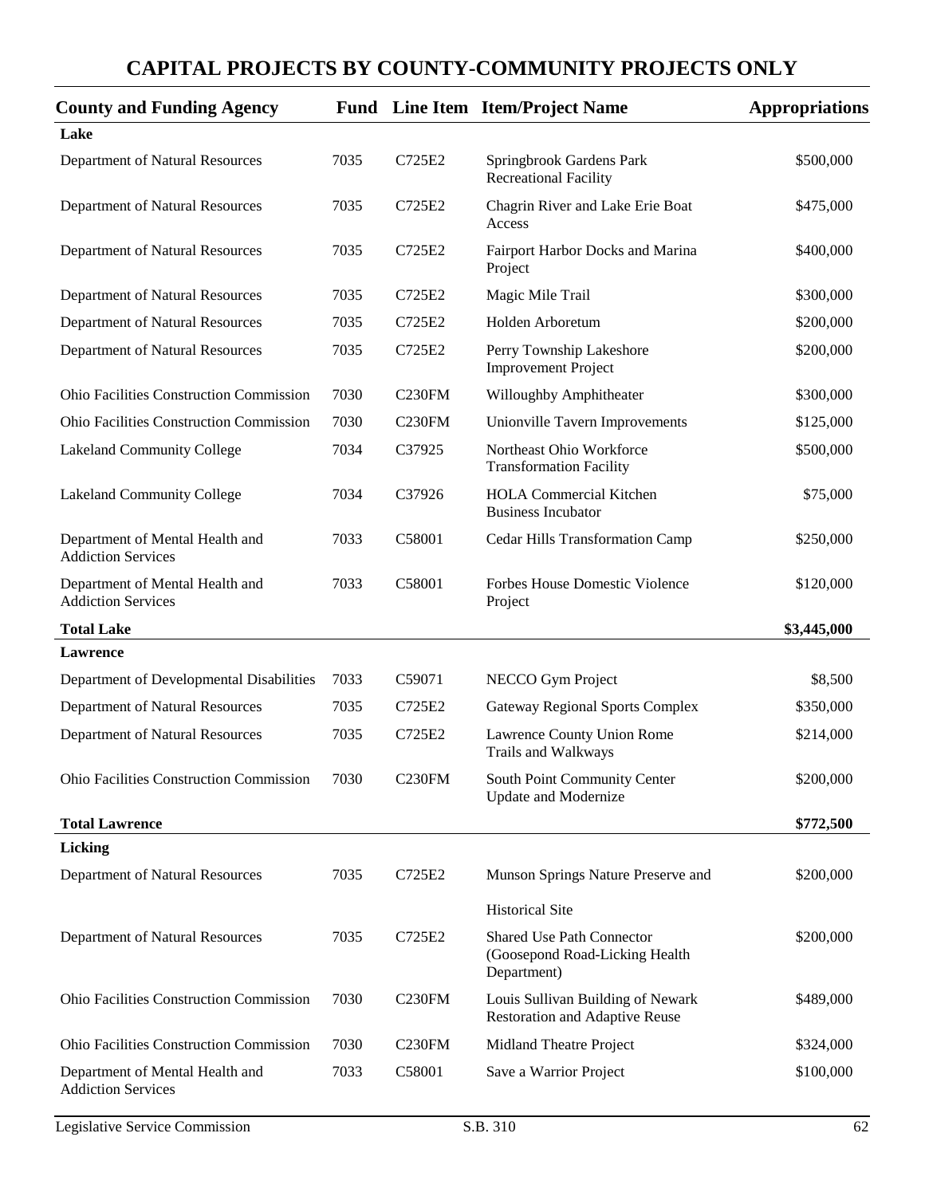# CAPITAL PROJECTS BY COUNTY-COMMUNITY PROJECTS ONLY

| County and Funding Agency | Fund | Line Item | Item/Project Name | Appropriations |
|---|---|---|---|---|
| **Lake** | | | | |
| Department of Natural Resources | 7035 | C725E2 | Springbrook Gardens Park Recreational Facility | $500,000 |
| Department of Natural Resources | 7035 | C725E2 | Chagrin River and Lake Erie Boat Access | $475,000 |
| Department of Natural Resources | 7035 | C725E2 | Fairport Harbor Docks and Marina Project | $400,000 |
| Department of Natural Resources | 7035 | C725E2 | Magic Mile Trail | $300,000 |
| Department of Natural Resources | 7035 | C725E2 | Holden Arboretum | $200,000 |
| Department of Natural Resources | 7035 | C725E2 | Perry Township Lakeshore Improvement Project | $200,000 |
| Ohio Facilities Construction Commission | 7030 | C230FM | Willoughby Amphitheater | $300,000 |
| Ohio Facilities Construction Commission | 7030 | C230FM | Unionville Tavern Improvements | $125,000 |
| Lakeland Community College | 7034 | C37925 | Northeast Ohio Workforce Transformation Facility | $500,000 |
| Lakeland Community College | 7034 | C37926 | HOLA Commercial Kitchen Business Incubator | $75,000 |
| Department of Mental Health and Addiction Services | 7033 | C58001 | Cedar Hills Transformation Camp | $250,000 |
| Department of Mental Health and Addiction Services | 7033 | C58001 | Forbes House Domestic Violence Project | $120,000 |
| **Total Lake** | | | | **$3,445,000** |
| **Lawrence** | | | | |
| Department of Developmental Disabilities | 7033 | C59071 | NECCO Gym Project | $8,500 |
| Department of Natural Resources | 7035 | C725E2 | Gateway Regional Sports Complex | $350,000 |
| Department of Natural Resources | 7035 | C725E2 | Lawrence County Union Rome Trails and Walkways | $214,000 |
| Ohio Facilities Construction Commission | 7030 | C230FM | South Point Community Center Update and Modernize | $200,000 |
| **Total Lawrence** | | | | **$772,500** |
| **Licking** | | | | |
| Department of Natural Resources | 7035 | C725E2 | Munson Springs Nature Preserve and Historical Site | $200,000 |
| Department of Natural Resources | 7035 | C725E2 | Shared Use Path Connector (Goosepond Road-Licking Health Department) | $200,000 |
| Ohio Facilities Construction Commission | 7030 | C230FM | Louis Sullivan Building of Newark Restoration and Adaptive Reuse | $489,000 |
| Ohio Facilities Construction Commission | 7030 | C230FM | Midland Theatre Project | $324,000 |
| Department of Mental Health and Addiction Services | 7033 | C58001 | Save a Warrior Project | $100,000 |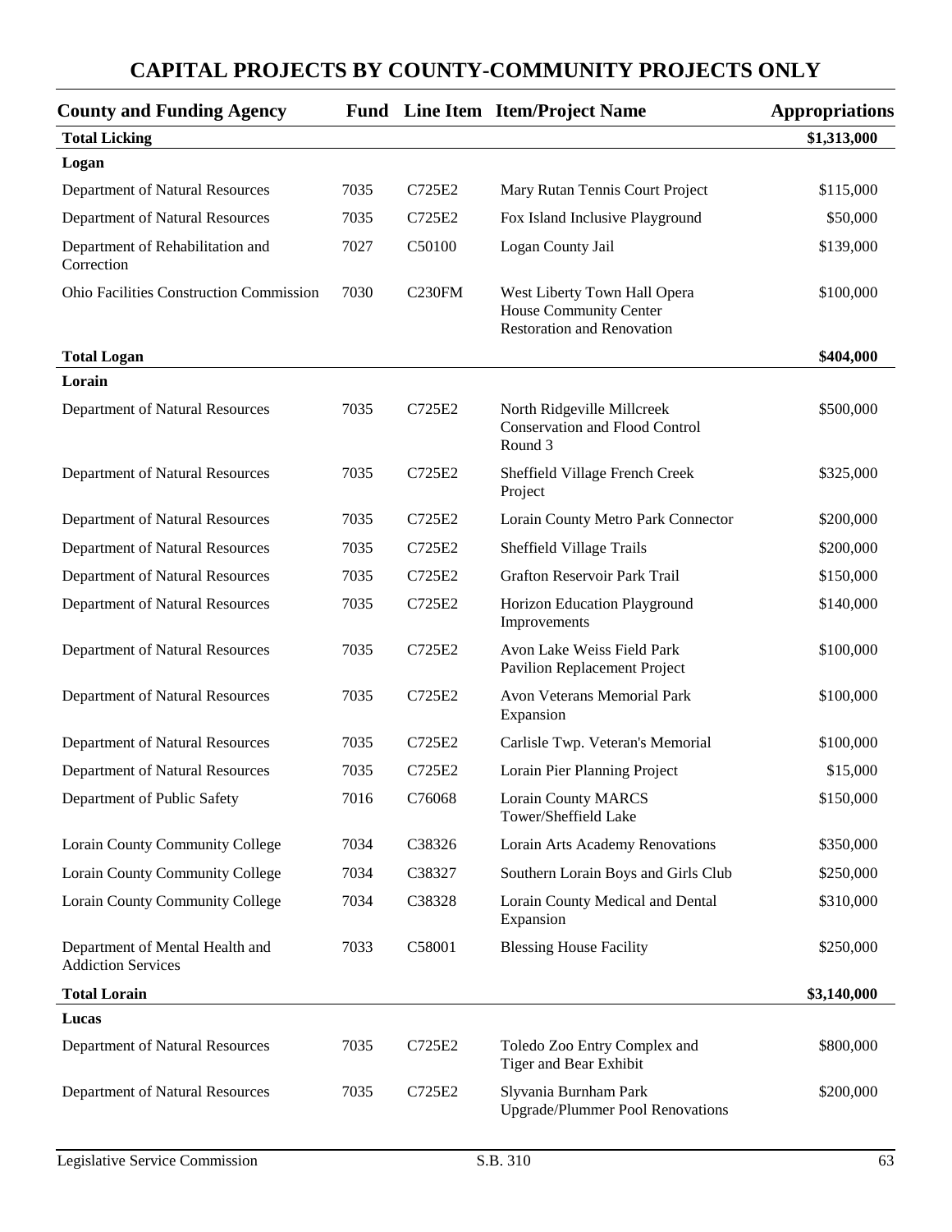# CAPITAL PROJECTS BY COUNTY-COMMUNITY PROJECTS ONLY

| County and Funding Agency | Fund | Line Item | Item/Project Name | Appropriations |
|---|---|---|---|---|
| **Total Licking** | | | | **$1,313,000** |
| **Logan** | | | | |
| Department of Natural Resources | 7035 | C725E2 | Mary Rutan Tennis Court Project | $115,000 |
| Department of Natural Resources | 7035 | C725E2 | Fox Island Inclusive Playground | $50,000 |
| Department of Rehabilitation and Correction | 7027 | C50100 | Logan County Jail | $139,000 |
| Ohio Facilities Construction Commission | 7030 | C230FM | West Liberty Town Hall Opera House Community Center Restoration and Renovation | $100,000 |
| **Total Logan** | | | | **$404,000** |
| **Lorain** | | | | |
| Department of Natural Resources | 7035 | C725E2 | North Ridgeville Millcreek Conservation and Flood Control Round 3 | $500,000 |
| Department of Natural Resources | 7035 | C725E2 | Sheffield Village French Creek Project | $325,000 |
| Department of Natural Resources | 7035 | C725E2 | Lorain County Metro Park Connector | $200,000 |
| Department of Natural Resources | 7035 | C725E2 | Sheffield Village Trails | $200,000 |
| Department of Natural Resources | 7035 | C725E2 | Grafton Reservoir Park Trail | $150,000 |
| Department of Natural Resources | 7035 | C725E2 | Horizon Education Playground Improvements | $140,000 |
| Department of Natural Resources | 7035 | C725E2 | Avon Lake Weiss Field Park Pavilion Replacement Project | $100,000 |
| Department of Natural Resources | 7035 | C725E2 | Avon Veterans Memorial Park Expansion | $100,000 |
| Department of Natural Resources | 7035 | C725E2 | Carlisle Twp. Veteran's Memorial | $100,000 |
| Department of Natural Resources | 7035 | C725E2 | Lorain Pier Planning Project | $15,000 |
| Department of Public Safety | 7016 | C76068 | Lorain County MARCS Tower/Sheffield Lake | $150,000 |
| Lorain County Community College | 7034 | C38326 | Lorain Arts Academy Renovations | $350,000 |
| Lorain County Community College | 7034 | C38327 | Southern Lorain Boys and Girls Club | $250,000 |
| Lorain County Community College | 7034 | C38328 | Lorain County Medical and Dental Expansion | $310,000 |
| Department of Mental Health and Addiction Services | 7033 | C58001 | Blessing House Facility | $250,000 |
| **Total Lorain** | | | | **$3,140,000** |
| **Lucas** | | | | |
| Department of Natural Resources | 7035 | C725E2 | Toledo Zoo Entry Complex and Tiger and Bear Exhibit | $800,000 |
| Department of Natural Resources | 7035 | C725E2 | Slyvania Burnham Park Upgrade/Plummer Pool Renovations | $200,000 |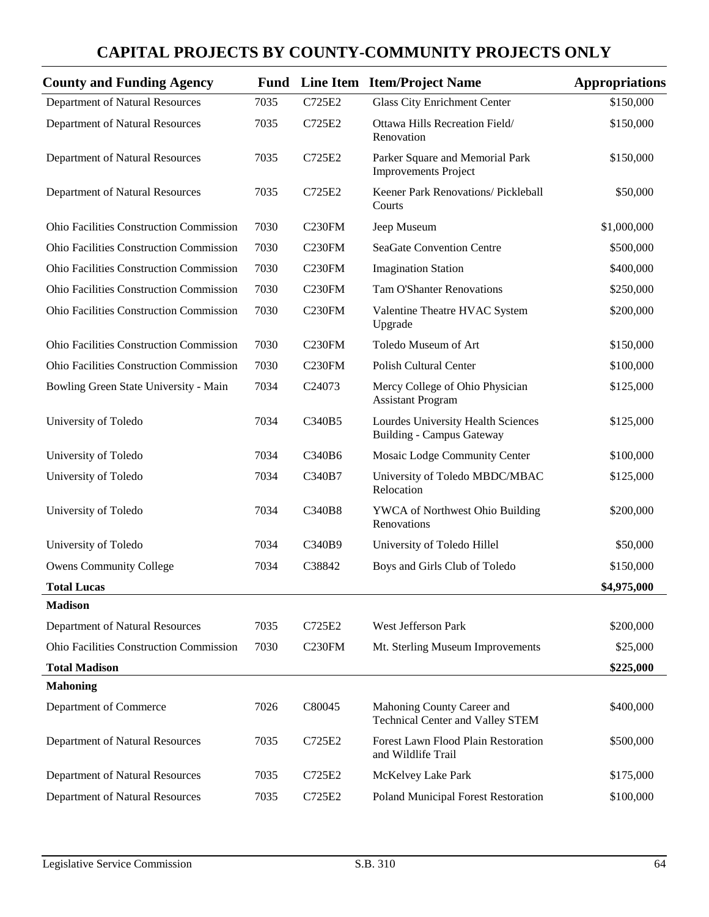## CAPITAL PROJECTS BY COUNTY-COMMUNITY PROJECTS ONLY

| County and Funding Agency | Fund | Line Item | Item/Project Name | Appropriations |
|---|---|---|---|---|
| Department of Natural Resources | 7035 | C725E2 | Glass City Enrichment Center | $150,000 |
| Department of Natural Resources | 7035 | C725E2 | Ottawa Hills Recreation Field/ Renovation | $150,000 |
| Department of Natural Resources | 7035 | C725E2 | Parker Square and Memorial Park Improvements Project | $150,000 |
| Department of Natural Resources | 7035 | C725E2 | Keener Park Renovations/ Pickleball Courts | $50,000 |
| Ohio Facilities Construction Commission | 7030 | C230FM | Jeep Museum | $1,000,000 |
| Ohio Facilities Construction Commission | 7030 | C230FM | SeaGate Convention Centre | $500,000 |
| Ohio Facilities Construction Commission | 7030 | C230FM | Imagination Station | $400,000 |
| Ohio Facilities Construction Commission | 7030 | C230FM | Tam O'Shanter Renovations | $250,000 |
| Ohio Facilities Construction Commission | 7030 | C230FM | Valentine Theatre HVAC System Upgrade | $200,000 |
| Ohio Facilities Construction Commission | 7030 | C230FM | Toledo Museum of Art | $150,000 |
| Ohio Facilities Construction Commission | 7030 | C230FM | Polish Cultural Center | $100,000 |
| Bowling Green State University - Main | 7034 | C24073 | Mercy College of Ohio Physician Assistant Program | $125,000 |
| University of Toledo | 7034 | C340B5 | Lourdes University Health Sciences Building - Campus Gateway | $125,000 |
| University of Toledo | 7034 | C340B6 | Mosaic Lodge Community Center | $100,000 |
| University of Toledo | 7034 | C340B7 | University of Toledo MBDC/MBAC Relocation | $125,000 |
| University of Toledo | 7034 | C340B8 | YWCA of Northwest Ohio Building Renovations | $200,000 |
| University of Toledo | 7034 | C340B9 | University of Toledo Hillel | $50,000 |
| Owens Community College | 7034 | C38842 | Boys and Girls Club of Toledo | $150,000 |
| **Total Lucas** | | | | **$4,975,000** |
| **Madison** | | | | |
| Department of Natural Resources | 7035 | C725E2 | West Jefferson Park | $200,000 |
| Ohio Facilities Construction Commission | 7030 | C230FM | Mt. Sterling Museum Improvements | $25,000 |
| **Total Madison** | | | | **$225,000** |
| **Mahoning** | | | | |
| Department of Commerce | 7026 | C80045 | Mahoning County Career and Technical Center and Valley STEM | $400,000 |
| Department of Natural Resources | 7035 | C725E2 | Forest Lawn Flood Plain Restoration and Wildlife Trail | $500,000 |
| Department of Natural Resources | 7035 | C725E2 | McKelvey Lake Park | $175,000 |
| Department of Natural Resources | 7035 | C725E2 | Poland Municipal Forest Restoration | $100,000 |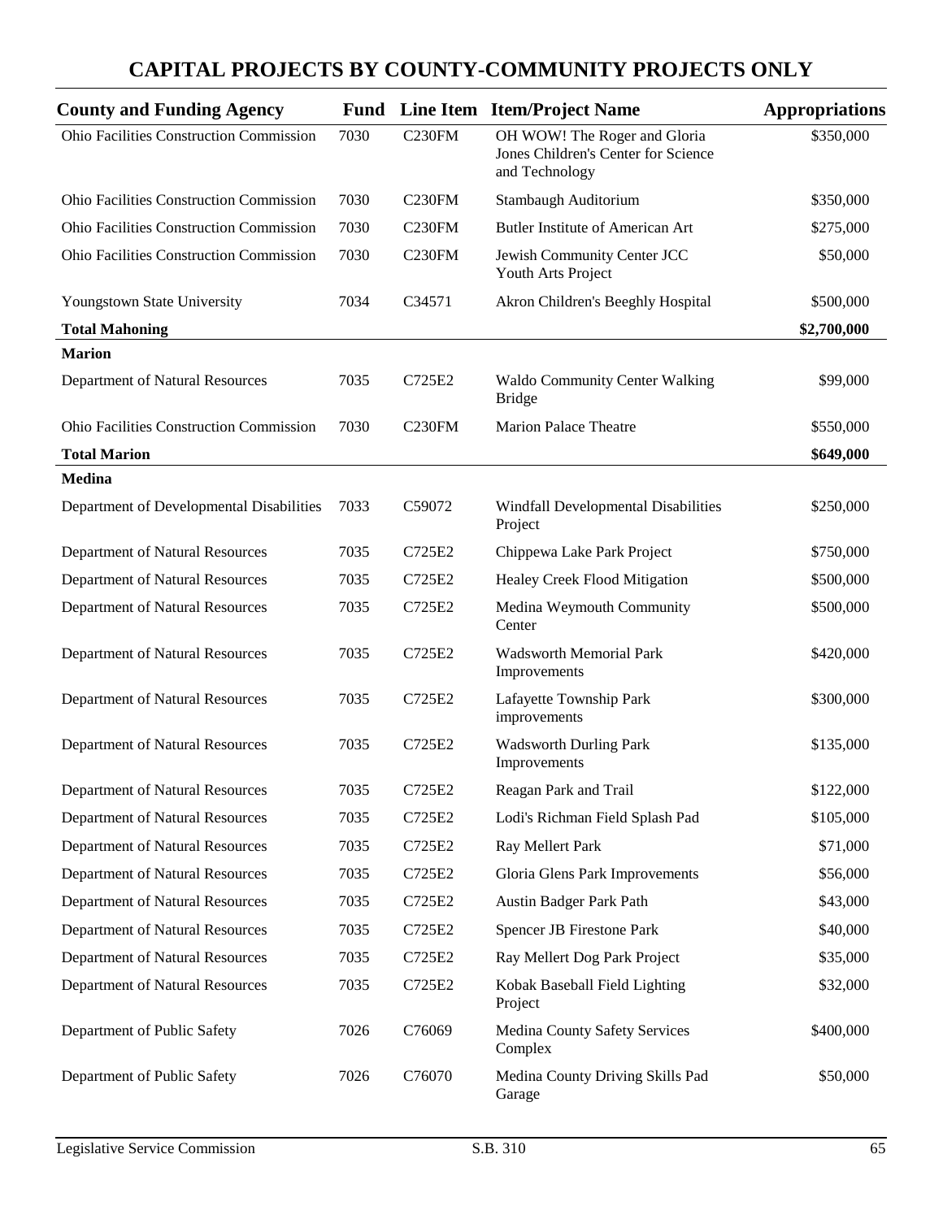# CAPITAL PROJECTS BY COUNTY-COMMUNITY PROJECTS ONLY

| County and Funding Agency | Fund | Line Item | Item/Project Name | Appropriations |
|---|---|---|---|---|
| Ohio Facilities Construction Commission | 7030 | C230FM | OH WOW! The Roger and Gloria Jones Children's Center for Science and Technology | $350,000 |
| Ohio Facilities Construction Commission | 7030 | C230FM | Stambaugh Auditorium | $350,000 |
| Ohio Facilities Construction Commission | 7030 | C230FM | Butler Institute of American Art | $275,000 |
| Ohio Facilities Construction Commission | 7030 | C230FM | Jewish Community Center JCC Youth Arts Project | $50,000 |
| Youngstown State University | 7034 | C34571 | Akron Children's Beeghly Hospital | $500,000 |
| **Total Mahoning** | | | | **$2,700,000** |
| **Marion** | | | | |
| Department of Natural Resources | 7035 | C725E2 | Waldo Community Center Walking Bridge | $99,000 |
| Ohio Facilities Construction Commission | 7030 | C230FM | Marion Palace Theatre | $550,000 |
| **Total Marion** | | | | **$649,000** |
| **Medina** | | | | |
| Department of Developmental Disabilities | 7033 | C59072 | Windfall Developmental Disabilities Project | $250,000 |
| Department of Natural Resources | 7035 | C725E2 | Chippewa Lake Park Project | $750,000 |
| Department of Natural Resources | 7035 | C725E2 | Healey Creek Flood Mitigation | $500,000 |
| Department of Natural Resources | 7035 | C725E2 | Medina Weymouth Community Center | $500,000 |
| Department of Natural Resources | 7035 | C725E2 | Wadsworth Memorial Park Improvements | $420,000 |
| Department of Natural Resources | 7035 | C725E2 | Lafayette Township Park improvements | $300,000 |
| Department of Natural Resources | 7035 | C725E2 | Wadsworth Durling Park Improvements | $135,000 |
| Department of Natural Resources | 7035 | C725E2 | Reagan Park and Trail | $122,000 |
| Department of Natural Resources | 7035 | C725E2 | Lodi's Richman Field Splash Pad | $105,000 |
| Department of Natural Resources | 7035 | C725E2 | Ray Mellert Park | $71,000 |
| Department of Natural Resources | 7035 | C725E2 | Gloria Glens Park Improvements | $56,000 |
| Department of Natural Resources | 7035 | C725E2 | Austin Badger Park Path | $43,000 |
| Department of Natural Resources | 7035 | C725E2 | Spencer JB Firestone Park | $40,000 |
| Department of Natural Resources | 7035 | C725E2 | Ray Mellert Dog Park Project | $35,000 |
| Department of Natural Resources | 7035 | C725E2 | Kobak Baseball Field Lighting Project | $32,000 |
| Department of Public Safety | 7026 | C76069 | Medina County Safety Services Complex | $400,000 |
| Department of Public Safety | 7026 | C76070 | Medina County Driving Skills Pad Garage | $50,000 |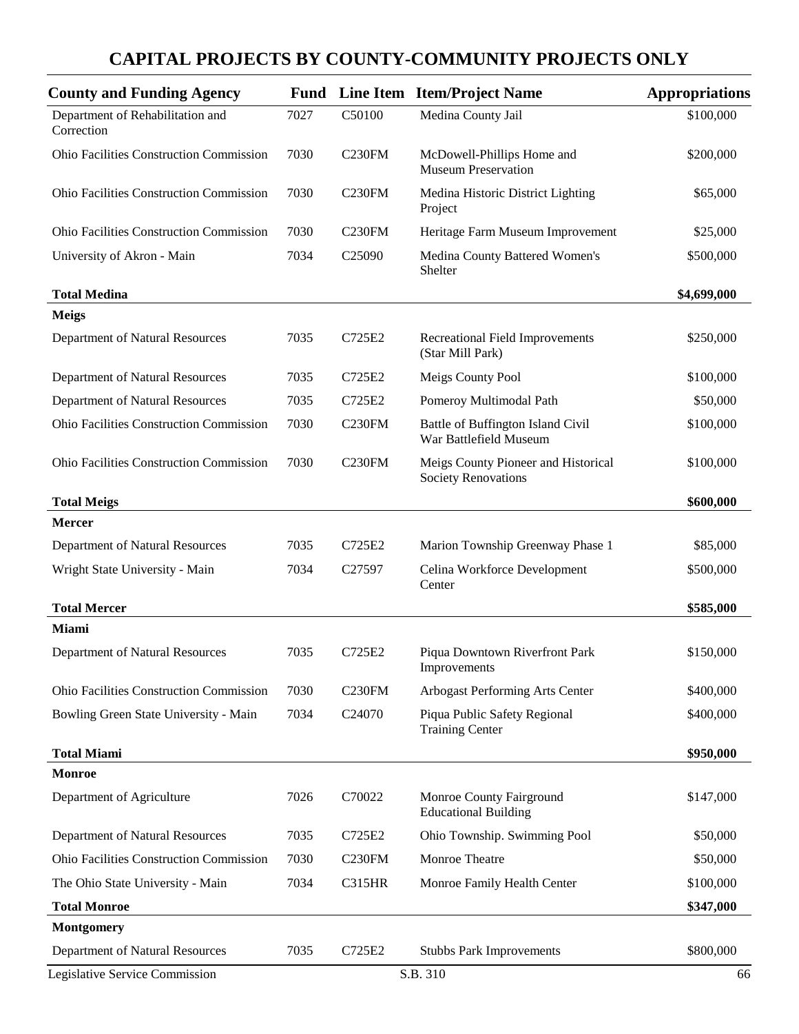# CAPITAL PROJECTS BY COUNTY-COMMUNITY PROJECTS ONLY

| County and Funding Agency | Fund | Line Item | Item/Project Name | Appropriations |
|---|---|---|---|---|
| Department of Rehabilitation and Correction | 7027 | C50100 | Medina County Jail | $100,000 |
| Ohio Facilities Construction Commission | 7030 | C230FM | McDowell-Phillips Home and Museum Preservation | $200,000 |
| Ohio Facilities Construction Commission | 7030 | C230FM | Medina Historic District Lighting Project | $65,000 |
| Ohio Facilities Construction Commission | 7030 | C230FM | Heritage Farm Museum Improvement | $25,000 |
| University of Akron - Main | 7034 | C25090 | Medina County Battered Women's Shelter | $500,000 |
| **Total Medina** | | | | **$4,699,000** |
| **Meigs** | | | | |
| Department of Natural Resources | 7035 | C725E2 | Recreational Field Improvements (Star Mill Park) | $250,000 |
| Department of Natural Resources | 7035 | C725E2 | Meigs County Pool | $100,000 |
| Department of Natural Resources | 7035 | C725E2 | Pomeroy Multimodal Path | $50,000 |
| Ohio Facilities Construction Commission | 7030 | C230FM | Battle of Buffington Island Civil War Battlefield Museum | $100,000 |
| Ohio Facilities Construction Commission | 7030 | C230FM | Meigs County Pioneer and Historical Society Renovations | $100,000 |
| **Total Meigs** | | | | **$600,000** |
| **Mercer** | | | | |
| Department of Natural Resources | 7035 | C725E2 | Marion Township Greenway Phase 1 | $85,000 |
| Wright State University - Main | 7034 | C27597 | Celina Workforce Development Center | $500,000 |
| **Total Mercer** | | | | **$585,000** |
| **Miami** | | | | |
| Department of Natural Resources | 7035 | C725E2 | Piqua Downtown Riverfront Park Improvements | $150,000 |
| Ohio Facilities Construction Commission | 7030 | C230FM | Arbogast Performing Arts Center | $400,000 |
| Bowling Green State University - Main | 7034 | C24070 | Piqua Public Safety Regional Training Center | $400,000 |
| **Total Miami** | | | | **$950,000** |
| **Monroe** | | | | |
| Department of Agriculture | 7026 | C70022 | Monroe County Fairground Educational Building | $147,000 |
| Department of Natural Resources | 7035 | C725E2 | Ohio Township. Swimming Pool | $50,000 |
| Ohio Facilities Construction Commission | 7030 | C230FM | Monroe Theatre | $50,000 |
| The Ohio State University - Main | 7034 | C315HR | Monroe Family Health Center | $100,000 |
| **Total Monroe** | | | | **$347,000** |
| **Montgomery** | | | | |
| Department of Natural Resources | 7035 | C725E2 | Stubbs Park Improvements | $800,000 |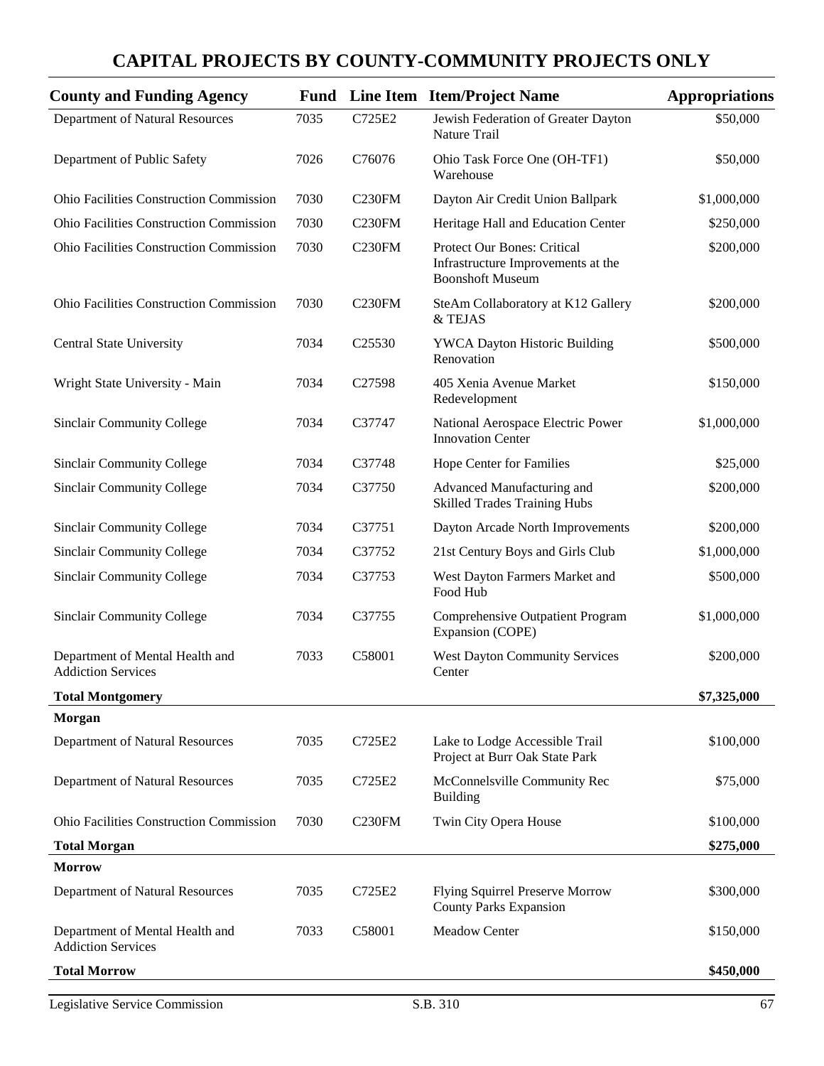## CAPITAL PROJECTS BY COUNTY-COMMUNITY PROJECTS ONLY

| County and Funding Agency | Fund | Line Item | Item/Project Name | Appropriations |
|---|---|---|---|---|
| Department of Natural Resources | 7035 | C725E2 | Jewish Federation of Greater Dayton Nature Trail | $50,000 |
| Department of Public Safety | 7026 | C76076 | Ohio Task Force One (OH-TF1) Warehouse | $50,000 |
| Ohio Facilities Construction Commission | 7030 | C230FM | Dayton Air Credit Union Ballpark | $1,000,000 |
| Ohio Facilities Construction Commission | 7030 | C230FM | Heritage Hall and Education Center | $250,000 |
| Ohio Facilities Construction Commission | 7030 | C230FM | Protect Our Bones: Critical Infrastructure Improvements at the Boonshoft Museum | $200,000 |
| Ohio Facilities Construction Commission | 7030 | C230FM | SteAm Collaboratory at K12 Gallery & TEJAS | $200,000 |
| Central State University | 7034 | C25530 | YWCA Dayton Historic Building Renovation | $500,000 |
| Wright State University - Main | 7034 | C27598 | 405 Xenia Avenue Market Redevelopment | $150,000 |
| Sinclair Community College | 7034 | C37747 | National Aerospace Electric Power Innovation Center | $1,000,000 |
| Sinclair Community College | 7034 | C37748 | Hope Center for Families | $25,000 |
| Sinclair Community College | 7034 | C37750 | Advanced Manufacturing and Skilled Trades Training Hubs | $200,000 |
| Sinclair Community College | 7034 | C37751 | Dayton Arcade North Improvements | $200,000 |
| Sinclair Community College | 7034 | C37752 | 21st Century Boys and Girls Club | $1,000,000 |
| Sinclair Community College | 7034 | C37753 | West Dayton Farmers Market and Food Hub | $500,000 |
| Sinclair Community College | 7034 | C37755 | Comprehensive Outpatient Program Expansion (COPE) | $1,000,000 |
| Department of Mental Health and Addiction Services | 7033 | C58001 | West Dayton Community Services Center | $200,000 |
| **Total Montgomery** | | | | **$7,325,000** |
| **Morgan** | | | | |
| Department of Natural Resources | 7035 | C725E2 | Lake to Lodge Accessible Trail Project at Burr Oak State Park | $100,000 |
| Department of Natural Resources | 7035 | C725E2 | McConnelsville Community Rec Building | $75,000 |
| Ohio Facilities Construction Commission | 7030 | C230FM | Twin City Opera House | $100,000 |
| **Total Morgan** | | | | **$275,000** |
| **Morrow** | | | | |
| Department of Natural Resources | 7035 | C725E2 | Flying Squirrel Preserve Morrow County Parks Expansion | $300,000 |
| Department of Mental Health and Addiction Services | 7033 | C58001 | Meadow Center | $150,000 |
| **Total Morrow** | | | | **$450,000** |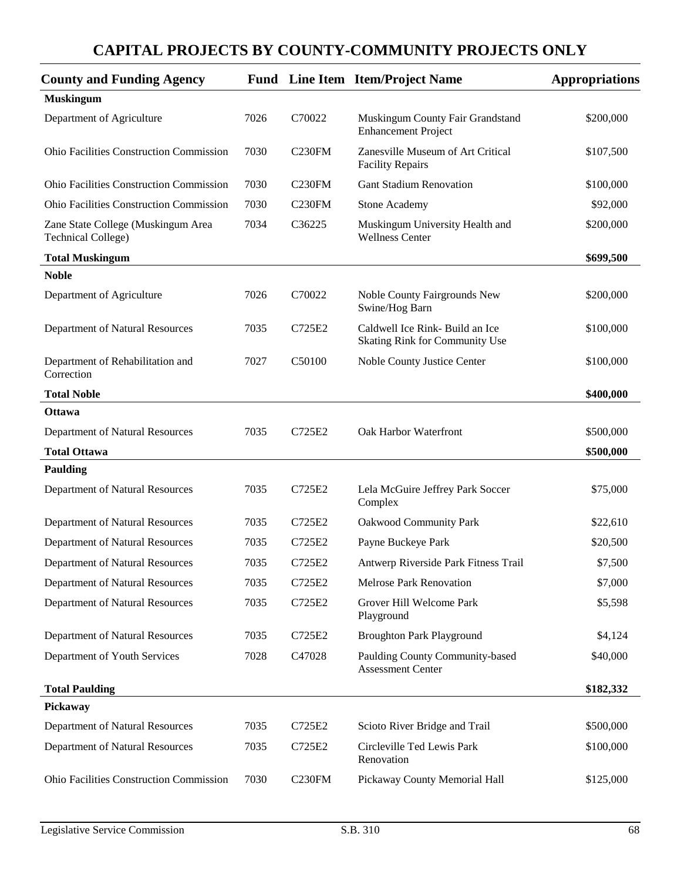# CAPITAL PROJECTS BY COUNTY-COMMUNITY PROJECTS ONLY

| County and Funding Agency | Fund | Line Item | Item/Project Name | Appropriations |
|---|---|---|---|---|
| **Muskingum** | | | | |
| Department of Agriculture | 7026 | C70022 | Muskingum County Fair Grandstand Enhancement Project | $200,000 |
| Ohio Facilities Construction Commission | 7030 | C230FM | Zanesville Museum of Art Critical Facility Repairs | $107,500 |
| Ohio Facilities Construction Commission | 7030 | C230FM | Gant Stadium Renovation | $100,000 |
| Ohio Facilities Construction Commission | 7030 | C230FM | Stone Academy | $92,000 |
| Zane State College (Muskingum Area Technical College) | 7034 | C36225 | Muskingum University Health and Wellness Center | $200,000 |
| **Total Muskingum** | | | | **$699,500** |
| **Noble** | | | | |
| Department of Agriculture | 7026 | C70022 | Noble County Fairgrounds New Swine/Hog Barn | $200,000 |
| Department of Natural Resources | 7035 | C725E2 | Caldwell Ice Rink- Build an Ice Skating Rink for Community Use | $100,000 |
| Department of Rehabilitation and Correction | 7027 | C50100 | Noble County Justice Center | $100,000 |
| **Total Noble** | | | | **$400,000** |
| **Ottawa** | | | | |
| Department of Natural Resources | 7035 | C725E2 | Oak Harbor Waterfront | $500,000 |
| **Total Ottawa** | | | | **$500,000** |
| **Paulding** | | | | |
| Department of Natural Resources | 7035 | C725E2 | Lela McGuire Jeffrey Park Soccer Complex | $75,000 |
| Department of Natural Resources | 7035 | C725E2 | Oakwood Community Park | $22,610 |
| Department of Natural Resources | 7035 | C725E2 | Payne Buckeye Park | $20,500 |
| Department of Natural Resources | 7035 | C725E2 | Antwerp Riverside Park Fitness Trail | $7,500 |
| Department of Natural Resources | 7035 | C725E2 | Melrose Park Renovation | $7,000 |
| Department of Natural Resources | 7035 | C725E2 | Grover Hill Welcome Park Playground | $5,598 |
| Department of Natural Resources | 7035 | C725E2 | Broughton Park Playground | $4,124 |
| Department of Youth Services | 7028 | C47028 | Paulding County Community-based Assessment Center | $40,000 |
| **Total Paulding** | | | | **$182,332** |
| **Pickaway** | | | | |
| Department of Natural Resources | 7035 | C725E2 | Scioto River Bridge and Trail | $500,000 |
| Department of Natural Resources | 7035 | C725E2 | Circleville Ted Lewis Park Renovation | $100,000 |
| Ohio Facilities Construction Commission | 7030 | C230FM | Pickaway County Memorial Hall | $125,000 |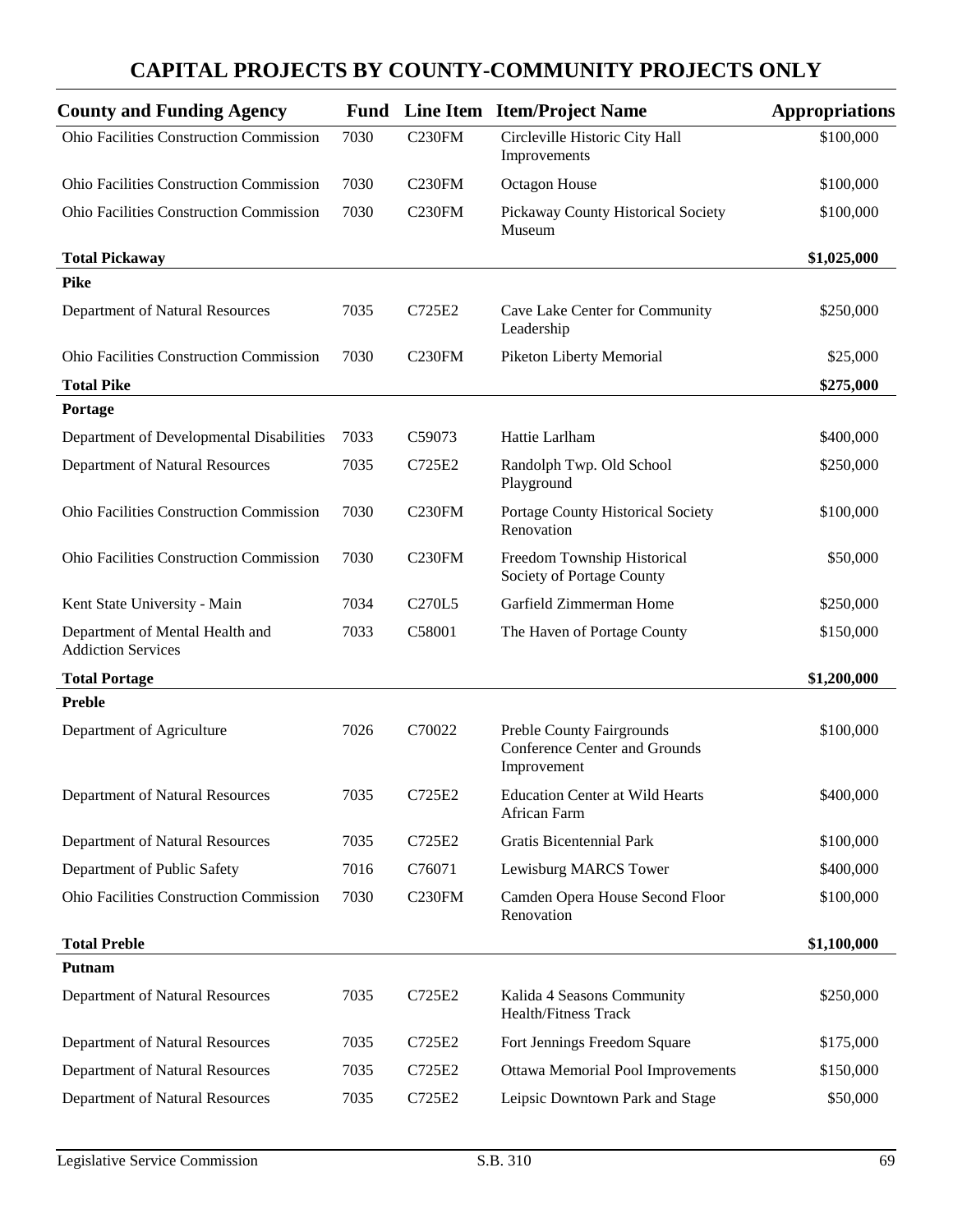# CAPITAL PROJECTS BY COUNTY-COMMUNITY PROJECTS ONLY

| County and Funding Agency | Fund | Line Item | Item/Project Name | Appropriations |
|---|---|---|---|---|
| Ohio Facilities Construction Commission | 7030 | C230FM | Circleville Historic City Hall Improvements | $100,000 |
| Ohio Facilities Construction Commission | 7030 | C230FM | Octagon House | $100,000 |
| Ohio Facilities Construction Commission | 7030 | C230FM | Pickaway County Historical Society Museum | $100,000 |
| **Total Pickaway** | | | | **$1,025,000** |
| **Pike** | | | | |
| Department of Natural Resources | 7035 | C725E2 | Cave Lake Center for Community Leadership | $250,000 |
| Ohio Facilities Construction Commission | 7030 | C230FM | Piketon Liberty Memorial | $25,000 |
| **Total Pike** | | | | **$275,000** |
| **Portage** | | | | |
| Department of Developmental Disabilities | 7033 | C59073 | Hattie Larlham | $400,000 |
| Department of Natural Resources | 7035 | C725E2 | Randolph Twp. Old School Playground | $250,000 |
| Ohio Facilities Construction Commission | 7030 | C230FM | Portage County Historical Society Renovation | $100,000 |
| Ohio Facilities Construction Commission | 7030 | C230FM | Freedom Township Historical Society of Portage County | $50,000 |
| Kent State University - Main | 7034 | C270L5 | Garfield Zimmerman Home | $250,000 |
| Department of Mental Health and Addiction Services | 7033 | C58001 | The Haven of Portage County | $150,000 |
| **Total Portage** | | | | **$1,200,000** |
| **Preble** | | | | |
| Department of Agriculture | 7026 | C70022 | Preble County Fairgrounds Conference Center and Grounds Improvement | $100,000 |
| Department of Natural Resources | 7035 | C725E2 | Education Center at Wild Hearts African Farm | $400,000 |
| Department of Natural Resources | 7035 | C725E2 | Gratis Bicentennial Park | $100,000 |
| Department of Public Safety | 7016 | C76071 | Lewisburg MARCS Tower | $400,000 |
| Ohio Facilities Construction Commission | 7030 | C230FM | Camden Opera House Second Floor Renovation | $100,000 |
| **Total Preble** | | | | **$1,100,000** |
| **Putnam** | | | | |
| Department of Natural Resources | 7035 | C725E2 | Kalida 4 Seasons Community Health/Fitness Track | $250,000 |
| Department of Natural Resources | 7035 | C725E2 | Fort Jennings Freedom Square | $175,000 |
| Department of Natural Resources | 7035 | C725E2 | Ottawa Memorial Pool Improvements | $150,000 |
| Department of Natural Resources | 7035 | C725E2 | Leipsic Downtown Park and Stage | $50,000 |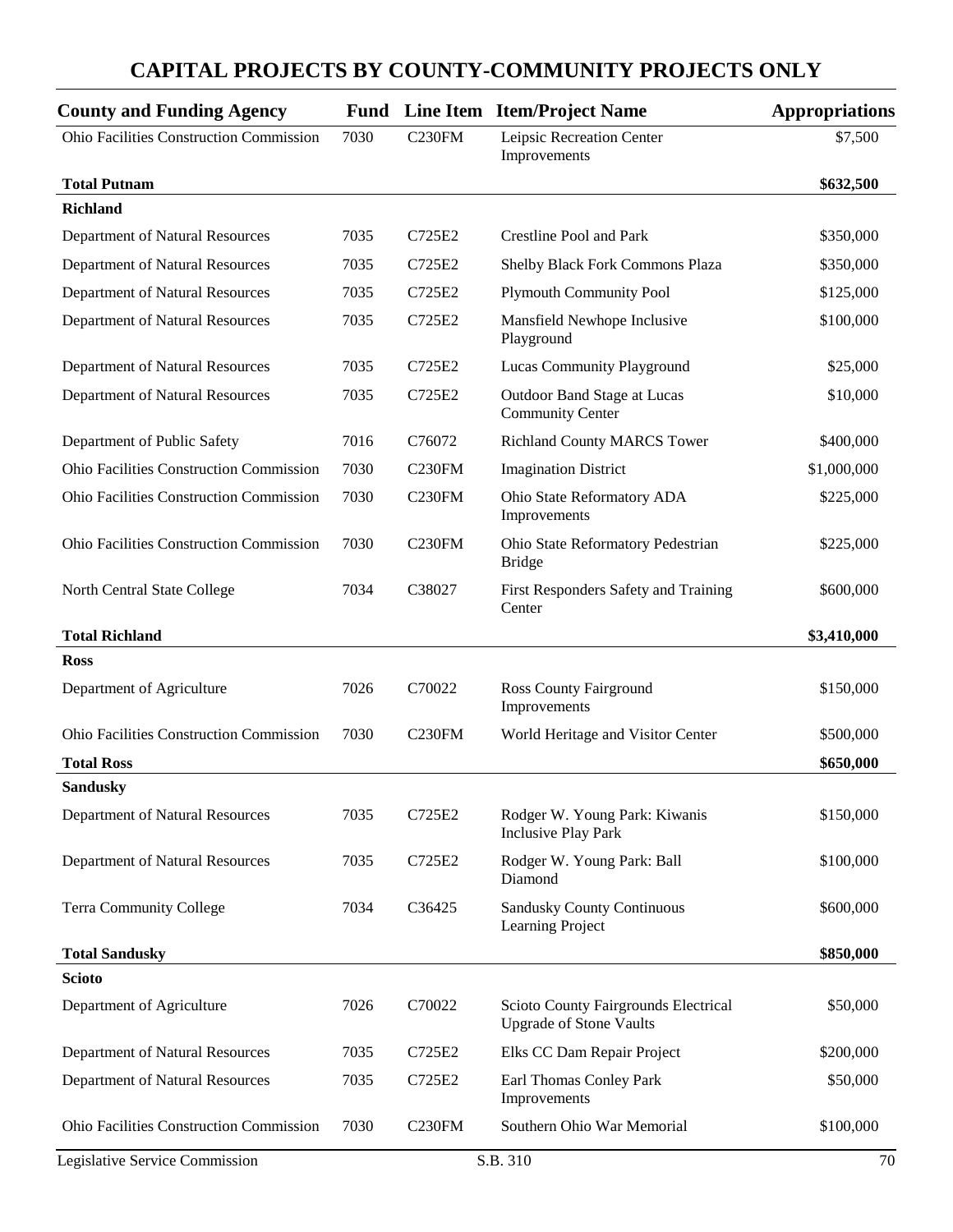# CAPITAL PROJECTS BY COUNTY-COMMUNITY PROJECTS ONLY

| County and Funding Agency | Fund | Line Item | Item/Project Name | Appropriations |
|---|---|---|---|---|
| Ohio Facilities Construction Commission | 7030 | C230FM | Leipsic Recreation Center Improvements | $7,500 |
| **Total Putnam** | | | | **$632,500** |
| **Richland** | | | | |
| Department of Natural Resources | 7035 | C725E2 | Crestline Pool and Park | $350,000 |
| Department of Natural Resources | 7035 | C725E2 | Shelby Black Fork Commons Plaza | $350,000 |
| Department of Natural Resources | 7035 | C725E2 | Plymouth Community Pool | $125,000 |
| Department of Natural Resources | 7035 | C725E2 | Mansfield Newhope Inclusive Playground | $100,000 |
| Department of Natural Resources | 7035 | C725E2 | Lucas Community Playground | $25,000 |
| Department of Natural Resources | 7035 | C725E2 | Outdoor Band Stage at Lucas Community Center | $10,000 |
| Department of Public Safety | 7016 | C76072 | Richland County MARCS Tower | $400,000 |
| Ohio Facilities Construction Commission | 7030 | C230FM | Imagination District | $1,000,000 |
| Ohio Facilities Construction Commission | 7030 | C230FM | Ohio State Reformatory ADA Improvements | $225,000 |
| Ohio Facilities Construction Commission | 7030 | C230FM | Ohio State Reformatory Pedestrian Bridge | $225,000 |
| North Central State College | 7034 | C38027 | First Responders Safety and Training Center | $600,000 |
| **Total Richland** | | | | **$3,410,000** |
| **Ross** | | | | |
| Department of Agriculture | 7026 | C70022 | Ross County Fairground Improvements | $150,000 |
| Ohio Facilities Construction Commission | 7030 | C230FM | World Heritage and Visitor Center | $500,000 |
| **Total Ross** | | | | **$650,000** |
| **Sandusky** | | | | |
| Department of Natural Resources | 7035 | C725E2 | Rodger W. Young Park: Kiwanis Inclusive Play Park | $150,000 |
| Department of Natural Resources | 7035 | C725E2 | Rodger W. Young Park: Ball Diamond | $100,000 |
| Terra Community College | 7034 | C36425 | Sandusky County Continuous Learning Project | $600,000 |
| **Total Sandusky** | | | | **$850,000** |
| **Scioto** | | | | |
| Department of Agriculture | 7026 | C70022 | Scioto County Fairgrounds Electrical Upgrade of Stone Vaults | $50,000 |
| Department of Natural Resources | 7035 | C725E2 | Elks CC Dam Repair Project | $200,000 |
| Department of Natural Resources | 7035 | C725E2 | Earl Thomas Conley Park Improvements | $50,000 |
| Ohio Facilities Construction Commission | 7030 | C230FM | Southern Ohio War Memorial | $100,000 |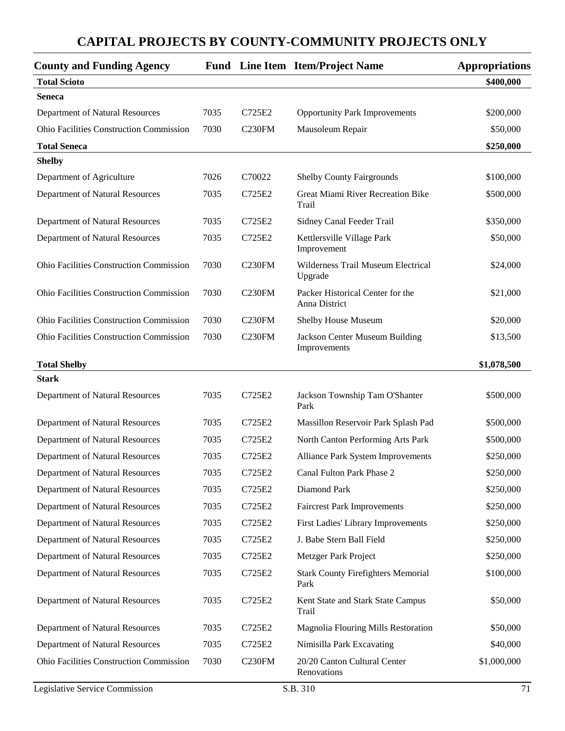# CAPITAL PROJECTS BY COUNTY-COMMUNITY PROJECTS ONLY

| County and Funding Agency | Fund | Line Item | Item/Project Name | Appropriations |
|---|---|---|---|---|
| **Total Scioto** | | | | **$400,000** |
| **Seneca** | | | | |
| Department of Natural Resources | 7035 | C725E2 | Opportunity Park Improvements | $200,000 |
| Ohio Facilities Construction Commission | 7030 | C230FM | Mausoleum Repair | $50,000 |
| **Total Seneca** | | | | **$250,000** |
| **Shelby** | | | | |
| Department of Agriculture | 7026 | C70022 | Shelby County Fairgrounds | $100,000 |
| Department of Natural Resources | 7035 | C725E2 | Great Miami River Recreation Bike Trail | $500,000 |
| Department of Natural Resources | 7035 | C725E2 | Sidney Canal Feeder Trail | $350,000 |
| Department of Natural Resources | 7035 | C725E2 | Kettlersville Village Park Improvement | $50,000 |
| Ohio Facilities Construction Commission | 7030 | C230FM | Wilderness Trail Museum Electrical Upgrade | $24,000 |
| Ohio Facilities Construction Commission | 7030 | C230FM | Packer Historical Center for the Anna District | $21,000 |
| Ohio Facilities Construction Commission | 7030 | C230FM | Shelby House Museum | $20,000 |
| Ohio Facilities Construction Commission | 7030 | C230FM | Jackson Center Museum Building Improvements | $13,500 |
| **Total Shelby** | | | | **$1,078,500** |
| **Stark** | | | | |
| Department of Natural Resources | 7035 | C725E2 | Jackson Township Tam O'Shanter Park | $500,000 |
| Department of Natural Resources | 7035 | C725E2 | Massillon Reservoir Park Splash Pad | $500,000 |
| Department of Natural Resources | 7035 | C725E2 | North Canton Performing Arts Park | $500,000 |
| Department of Natural Resources | 7035 | C725E2 | Alliance Park System Improvements | $250,000 |
| Department of Natural Resources | 7035 | C725E2 | Canal Fulton Park Phase 2 | $250,000 |
| Department of Natural Resources | 7035 | C725E2 | Diamond Park | $250,000 |
| Department of Natural Resources | 7035 | C725E2 | Faircrest Park Improvements | $250,000 |
| Department of Natural Resources | 7035 | C725E2 | First Ladies' Library Improvements | $250,000 |
| Department of Natural Resources | 7035 | C725E2 | J. Babe Stern Ball Field | $250,000 |
| Department of Natural Resources | 7035 | C725E2 | Metzger Park Project | $250,000 |
| Department of Natural Resources | 7035 | C725E2 | Stark County Firefighters Memorial Park | $100,000 |
| Department of Natural Resources | 7035 | C725E2 | Kent State and Stark State Campus Trail | $50,000 |
| Department of Natural Resources | 7035 | C725E2 | Magnolia Flouring Mills Restoration | $50,000 |
| Department of Natural Resources | 7035 | C725E2 | Nimisilla Park Excavating | $40,000 |
| Ohio Facilities Construction Commission | 7030 | C230FM | 20/20 Canton Cultural Center Renovations | $1,000,000 |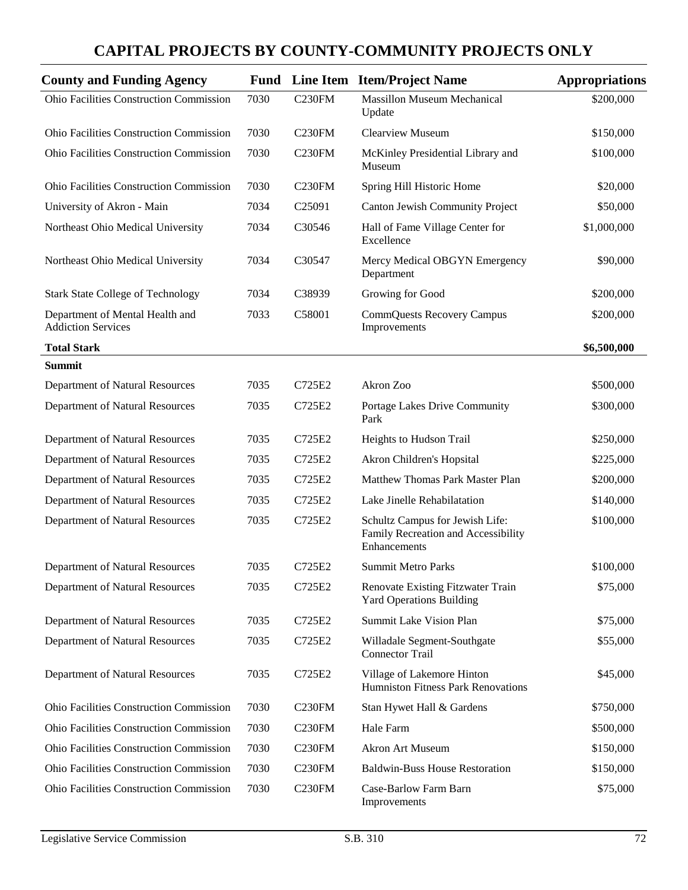## CAPITAL PROJECTS BY COUNTY-COMMUNITY PROJECTS ONLY

| County and Funding Agency | Fund | Line Item | Item/Project Name | Appropriations |
|---|---|---|---|---|
| Ohio Facilities Construction Commission | 7030 | C230FM | Massillon Museum Mechanical Update | $200,000 |
| Ohio Facilities Construction Commission | 7030 | C230FM | Clearview Museum | $150,000 |
| Ohio Facilities Construction Commission | 7030 | C230FM | McKinley Presidential Library and Museum | $100,000 |
| Ohio Facilities Construction Commission | 7030 | C230FM | Spring Hill Historic Home | $20,000 |
| University of Akron - Main | 7034 | C25091 | Canton Jewish Community Project | $50,000 |
| Northeast Ohio Medical University | 7034 | C30546 | Hall of Fame Village Center for Excellence | $1,000,000 |
| Northeast Ohio Medical University | 7034 | C30547 | Mercy Medical OBGYN Emergency Department | $90,000 |
| Stark State College of Technology | 7034 | C38939 | Growing for Good | $200,000 |
| Department of Mental Health and Addiction Services | 7033 | C58001 | CommQuests Recovery Campus Improvements | $200,000 |
| **Total Stark** | | | | **$6,500,000** |
| **Summit** | | | | |
| Department of Natural Resources | 7035 | C725E2 | Akron Zoo | $500,000 |
| Department of Natural Resources | 7035 | C725E2 | Portage Lakes Drive Community Park | $300,000 |
| Department of Natural Resources | 7035 | C725E2 | Heights to Hudson Trail | $250,000 |
| Department of Natural Resources | 7035 | C725E2 | Akron Children's Hopsital | $225,000 |
| Department of Natural Resources | 7035 | C725E2 | Matthew Thomas Park Master Plan | $200,000 |
| Department of Natural Resources | 7035 | C725E2 | Lake Jinelle Rehabilatation | $140,000 |
| Department of Natural Resources | 7035 | C725E2 | Schultz Campus for Jewish Life: Family Recreation and Accessibility Enhancements | $100,000 |
| Department of Natural Resources | 7035 | C725E2 | Summit Metro Parks | $100,000 |
| Department of Natural Resources | 7035 | C725E2 | Renovate Existing Fitzwater Train Yard Operations Building | $75,000 |
| Department of Natural Resources | 7035 | C725E2 | Summit Lake Vision Plan | $75,000 |
| Department of Natural Resources | 7035 | C725E2 | Willadale Segment-Southgate Connector Trail | $55,000 |
| Department of Natural Resources | 7035 | C725E2 | Village of Lakemore Hinton Humniston Fitness Park Renovations | $45,000 |
| Ohio Facilities Construction Commission | 7030 | C230FM | Stan Hywet Hall & Gardens | $750,000 |
| Ohio Facilities Construction Commission | 7030 | C230FM | Hale Farm | $500,000 |
| Ohio Facilities Construction Commission | 7030 | C230FM | Akron Art Museum | $150,000 |
| Ohio Facilities Construction Commission | 7030 | C230FM | Baldwin-Buss House Restoration | $150,000 |
| Ohio Facilities Construction Commission | 7030 | C230FM | Case-Barlow Farm Barn Improvements | $75,000 |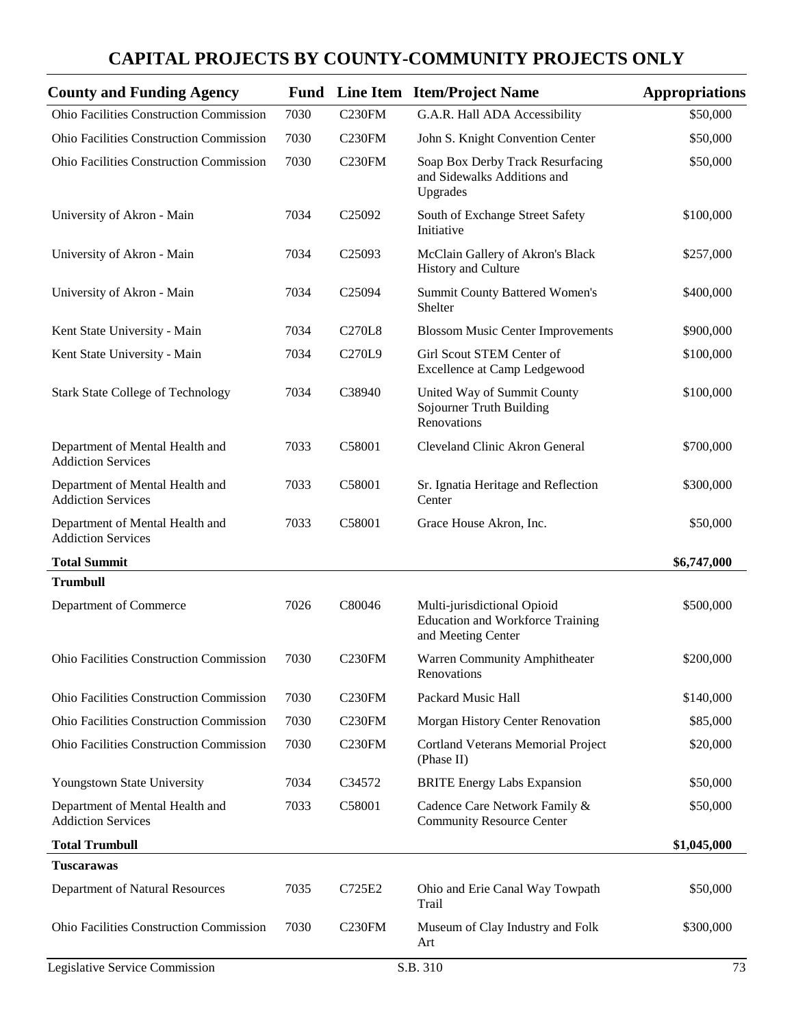# CAPITAL PROJECTS BY COUNTY-COMMUNITY PROJECTS ONLY

| County and Funding Agency | Fund | Line Item | Item/Project Name | Appropriations |
|---|---|---|---|---|
| Ohio Facilities Construction Commission | 7030 | C230FM | G.A.R. Hall ADA Accessibility | $50,000 |
| Ohio Facilities Construction Commission | 7030 | C230FM | John S. Knight Convention Center | $50,000 |
| Ohio Facilities Construction Commission | 7030 | C230FM | Soap Box Derby Track Resurfacing and Sidewalks Additions and Upgrades | $50,000 |
| University of Akron - Main | 7034 | C25092 | South of Exchange Street Safety Initiative | $100,000 |
| University of Akron - Main | 7034 | C25093 | McClain Gallery of Akron's Black History and Culture | $257,000 |
| University of Akron - Main | 7034 | C25094 | Summit County Battered Women's Shelter | $400,000 |
| Kent State University - Main | 7034 | C270L8 | Blossom Music Center Improvements | $900,000 |
| Kent State University - Main | 7034 | C270L9 | Girl Scout STEM Center of Excellence at Camp Ledgewood | $100,000 |
| Stark State College of Technology | 7034 | C38940 | United Way of Summit County Sojourner Truth Building Renovations | $100,000 |
| Department of Mental Health and Addiction Services | 7033 | C58001 | Cleveland Clinic Akron General | $700,000 |
| Department of Mental Health and Addiction Services | 7033 | C58001 | Sr. Ignatia Heritage and Reflection Center | $300,000 |
| Department of Mental Health and Addiction Services | 7033 | C58001 | Grace House Akron, Inc. | $50,000 |
| **Total Summit** | | | | **$6,747,000** |
| **Trumbull** | | | | |
| Department of Commerce | 7026 | C80046 | Multi-jurisdictional Opioid Education and Workforce Training and Meeting Center | $500,000 |
| Ohio Facilities Construction Commission | 7030 | C230FM | Warren Community Amphitheater Renovations | $200,000 |
| Ohio Facilities Construction Commission | 7030 | C230FM | Packard Music Hall | $140,000 |
| Ohio Facilities Construction Commission | 7030 | C230FM | Morgan History Center Renovation | $85,000 |
| Ohio Facilities Construction Commission | 7030 | C230FM | Cortland Veterans Memorial Project (Phase II) | $20,000 |
| Youngstown State University | 7034 | C34572 | BRITE Energy Labs Expansion | $50,000 |
| Department of Mental Health and Addiction Services | 7033 | C58001 | Cadence Care Network Family & Community Resource Center | $50,000 |
| **Total Trumbull** | | | | **$1,045,000** |
| **Tuscarawas** | | | | |
| Department of Natural Resources | 7035 | C725E2 | Ohio and Erie Canal Way Towpath Trail | $50,000 |
| Ohio Facilities Construction Commission | 7030 | C230FM | Museum of Clay Industry and Folk Art | $300,000 |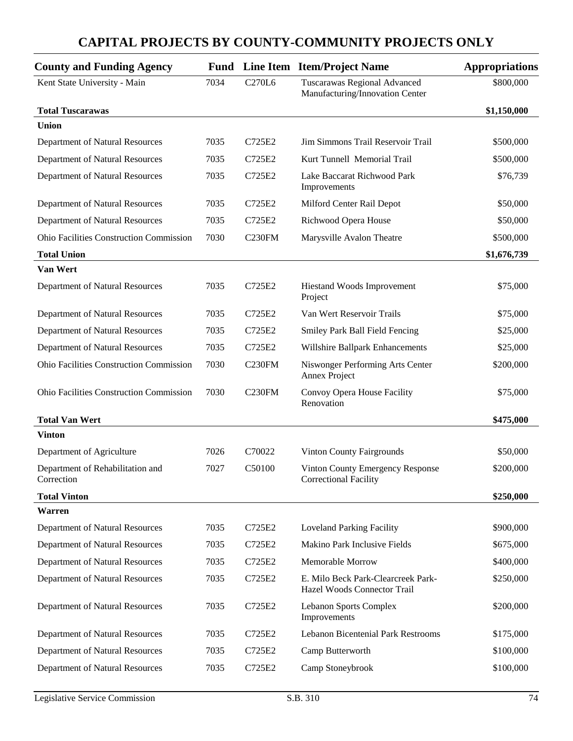# CAPITAL PROJECTS BY COUNTY-COMMUNITY PROJECTS ONLY

| County and Funding Agency | Fund | Line Item | Item/Project Name | Appropriations |
|---|---|---|---|---|
| Kent State University - Main | 7034 | C270L6 | Tuscarawas Regional Advanced Manufacturing/Innovation Center | $800,000 |
| **Total Tuscarawas** | | | | **$1,150,000** |
| **Union** | | | | |
| Department of Natural Resources | 7035 | C725E2 | Jim Simmons Trail Reservoir Trail | $500,000 |
| Department of Natural Resources | 7035 | C725E2 | Kurt Tunnell Memorial Trail | $500,000 |
| Department of Natural Resources | 7035 | C725E2 | Lake Baccarat Richwood Park Improvements | $76,739 |
| Department of Natural Resources | 7035 | C725E2 | Milford Center Rail Depot | $50,000 |
| Department of Natural Resources | 7035 | C725E2 | Richwood Opera House | $50,000 |
| Ohio Facilities Construction Commission | 7030 | C230FM | Marysville Avalon Theatre | $500,000 |
| **Total Union** | | | | **$1,676,739** |
| **Van Wert** | | | | |
| Department of Natural Resources | 7035 | C725E2 | Hiestand Woods Improvement Project | $75,000 |
| Department of Natural Resources | 7035 | C725E2 | Van Wert Reservoir Trails | $75,000 |
| Department of Natural Resources | 7035 | C725E2 | Smiley Park Ball Field Fencing | $25,000 |
| Department of Natural Resources | 7035 | C725E2 | Willshire Ballpark Enhancements | $25,000 |
| Ohio Facilities Construction Commission | 7030 | C230FM | Niswonger Performing Arts Center Annex Project | $200,000 |
| Ohio Facilities Construction Commission | 7030 | C230FM | Convoy Opera House Facility Renovation | $75,000 |
| **Total Van Wert** | | | | **$475,000** |
| **Vinton** | | | | |
| Department of Agriculture | 7026 | C70022 | Vinton County Fairgrounds | $50,000 |
| Department of Rehabilitation and Correction | 7027 | C50100 | Vinton County Emergency Response Correctional Facility | $200,000 |
| **Total Vinton** | | | | **$250,000** |
| **Warren** | | | | |
| Department of Natural Resources | 7035 | C725E2 | Loveland Parking Facility | $900,000 |
| Department of Natural Resources | 7035 | C725E2 | Makino Park Inclusive Fields | $675,000 |
| Department of Natural Resources | 7035 | C725E2 | Memorable Morrow | $400,000 |
| Department of Natural Resources | 7035 | C725E2 | E. Milo Beck Park-Clearcreek Park-Hazel Woods Connector Trail | $250,000 |
| Department of Natural Resources | 7035 | C725E2 | Lebanon Sports Complex Improvements | $200,000 |
| Department of Natural Resources | 7035 | C725E2 | Lebanon Bicentenial Park Restrooms | $175,000 |
| Department of Natural Resources | 7035 | C725E2 | Camp Butterworth | $100,000 |
| Department of Natural Resources | 7035 | C725E2 | Camp Stoneybrook | $100,000 |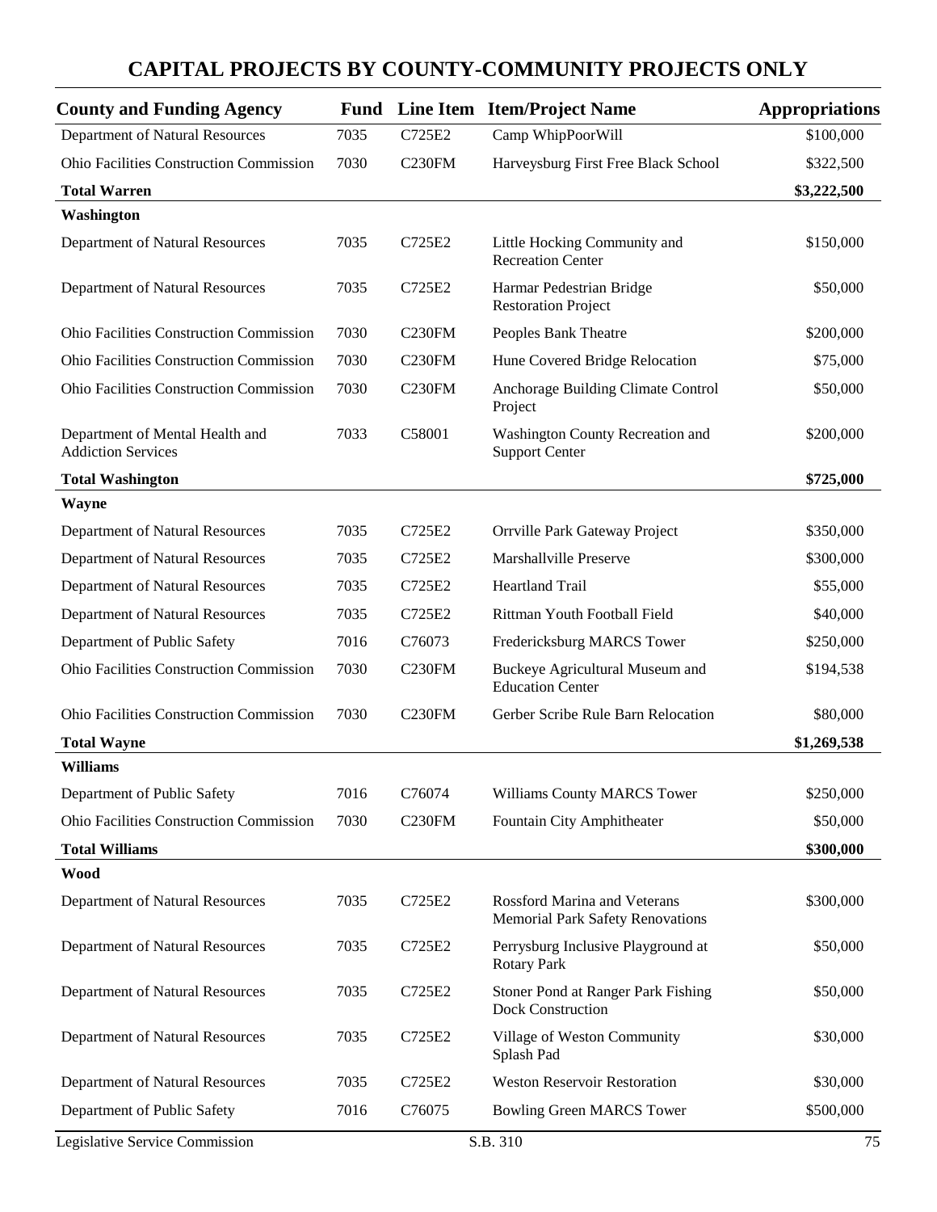# CAPITAL PROJECTS BY COUNTY-COMMUNITY PROJECTS ONLY

| County and Funding Agency | Fund | Line Item | Item/Project Name | Appropriations |
|---|---|---|---|---|
| Department of Natural Resources | 7035 | C725E2 | Camp WhipPoorWill | $100,000 |
| Ohio Facilities Construction Commission | 7030 | C230FM | Harveysburg First Free Black School | $322,500 |
| **Total Warren** | | | | **$3,222,500** |
| **Washington** | | | | |
| Department of Natural Resources | 7035 | C725E2 | Little Hocking Community and Recreation Center | $150,000 |
| Department of Natural Resources | 7035 | C725E2 | Harmar Pedestrian Bridge Restoration Project | $50,000 |
| Ohio Facilities Construction Commission | 7030 | C230FM | Peoples Bank Theatre | $200,000 |
| Ohio Facilities Construction Commission | 7030 | C230FM | Hune Covered Bridge Relocation | $75,000 |
| Ohio Facilities Construction Commission | 7030 | C230FM | Anchorage Building Climate Control Project | $50,000 |
| Department of Mental Health and Addiction Services | 7033 | C58001 | Washington County Recreation and Support Center | $200,000 |
| **Total Washington** | | | | **$725,000** |
| **Wayne** | | | | |
| Department of Natural Resources | 7035 | C725E2 | Orrville Park Gateway Project | $350,000 |
| Department of Natural Resources | 7035 | C725E2 | Marshallville Preserve | $300,000 |
| Department of Natural Resources | 7035 | C725E2 | Heartland Trail | $55,000 |
| Department of Natural Resources | 7035 | C725E2 | Rittman Youth Football Field | $40,000 |
| Department of Public Safety | 7016 | C76073 | Fredericksburg MARCS Tower | $250,000 |
| Ohio Facilities Construction Commission | 7030 | C230FM | Buckeye Agricultural Museum and Education Center | $194,538 |
| Ohio Facilities Construction Commission | 7030 | C230FM | Gerber Scribe Rule Barn Relocation | $80,000 |
| **Total Wayne** | | | | **$1,269,538** |
| **Williams** | | | | |
| Department of Public Safety | 7016 | C76074 | Williams County MARCS Tower | $250,000 |
| Ohio Facilities Construction Commission | 7030 | C230FM | Fountain City Amphitheater | $50,000 |
| **Total Williams** | | | | **$300,000** |
| **Wood** | | | | |
| Department of Natural Resources | 7035 | C725E2 | Rossford Marina and Veterans Memorial Park Safety Renovations | $300,000 |
| Department of Natural Resources | 7035 | C725E2 | Perrysburg Inclusive Playground at Rotary Park | $50,000 |
| Department of Natural Resources | 7035 | C725E2 | Stoner Pond at Ranger Park Fishing Dock Construction | $50,000 |
| Department of Natural Resources | 7035 | C725E2 | Village of Weston Community Splash Pad | $30,000 |
| Department of Natural Resources | 7035 | C725E2 | Weston Reservoir Restoration | $30,000 |
| Department of Public Safety | 7016 | C76075 | Bowling Green MARCS Tower | $500,000 |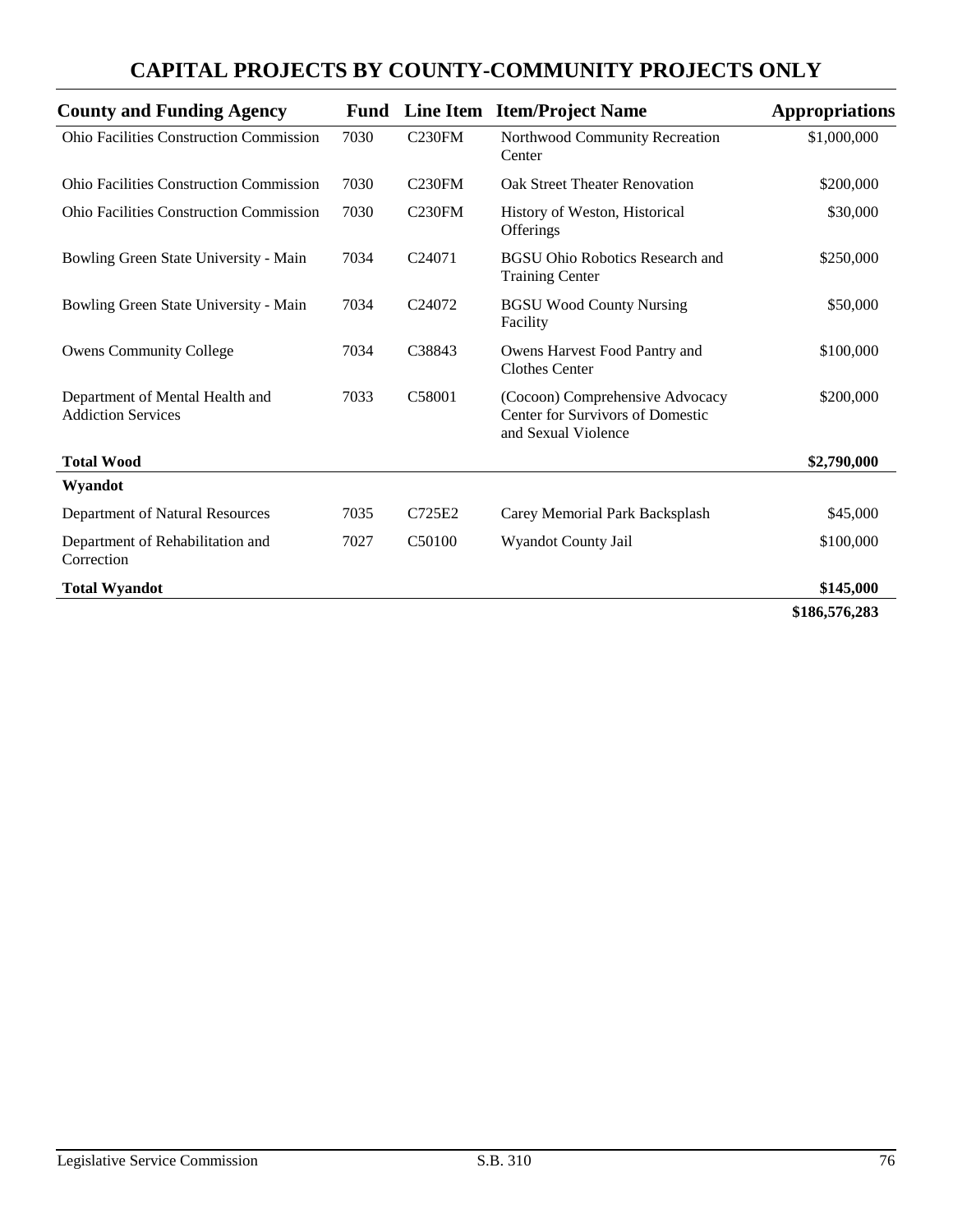## CAPITAL PROJECTS BY COUNTY-COMMUNITY PROJECTS ONLY

| County and Funding Agency | Fund | Line Item | Item/Project Name | Appropriations |
|---|---|---|---|---|
| Ohio Facilities Construction Commission | 7030 | C230FM | Northwood Community Recreation Center | $1,000,000 |
| Ohio Facilities Construction Commission | 7030 | C230FM | Oak Street Theater Renovation | $200,000 |
| Ohio Facilities Construction Commission | 7030 | C230FM | History of Weston, Historical Offerings | $30,000 |
| Bowling Green State University - Main | 7034 | C24071 | BGSU Ohio Robotics Research and Training Center | $250,000 |
| Bowling Green State University - Main | 7034 | C24072 | BGSU Wood County Nursing Facility | $50,000 |
| Owens Community College | 7034 | C38843 | Owens Harvest Food Pantry and Clothes Center | $100,000 |
| Department of Mental Health and Addiction Services | 7033 | C58001 | (Cocoon) Comprehensive Advocacy Center for Survivors of Domestic and Sexual Violence | $200,000 |
| **Total Wood** | | | | **$2,790,000** |
| **Wyandot** | | | | |
| Department of Natural Resources | 7035 | C725E2 | Carey Memorial Park Backsplash | $45,000 |
| Department of Rehabilitation and Correction | 7027 | C50100 | Wyandot County Jail | $100,000 |
| **Total Wyandot** | | | | **$145,000** |
| | | | | **$186,576,283** |